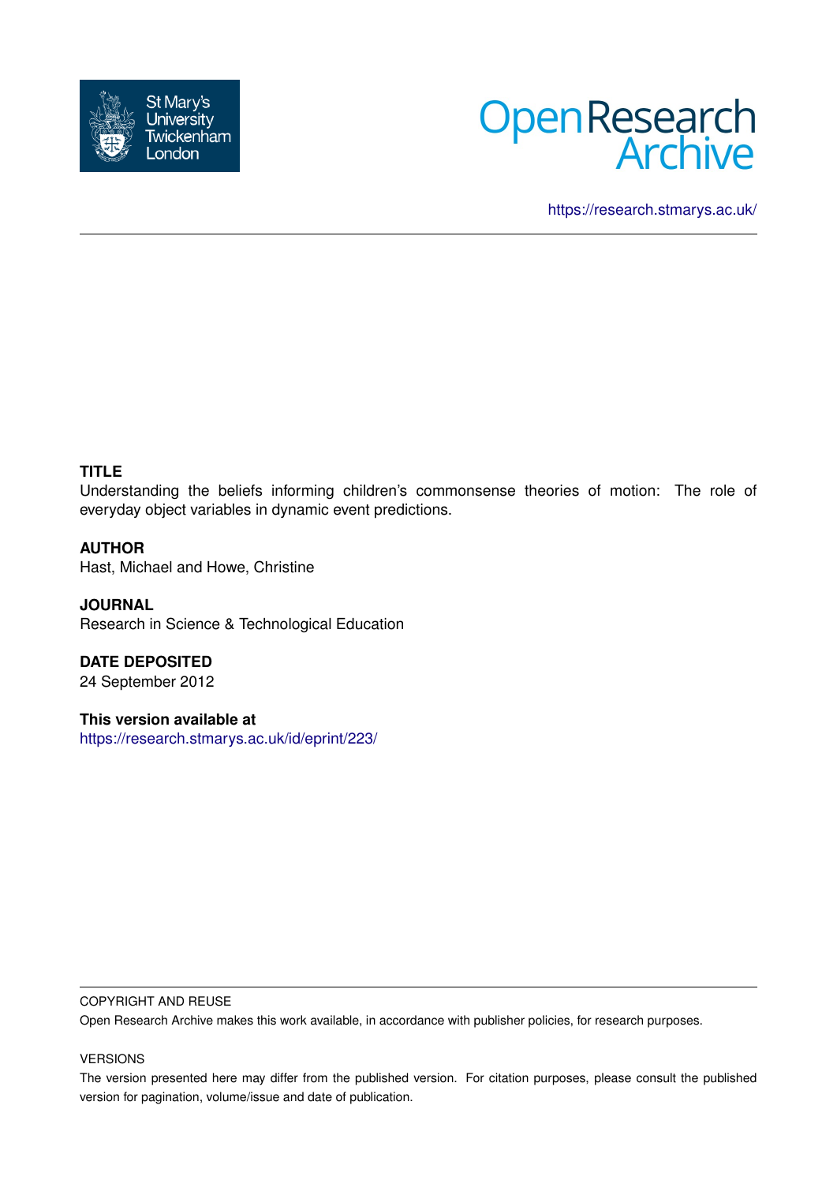St Mary's University Twickenham London

Open Research Archive

https://research.stmarys.ac.uk/

**TITLE**

Understanding the beliefs informing children's commonsense theories of motion: The role of everyday object variables in dynamic event predictions.

**AUTHOR**

Hast, Michael and Howe, Christine

**JOURNAL**

Research in Science & Technological Education

**DATE DEPOSITED**

24 September 2012

**This version available at**

https://research.stmarys.ac.uk/id/eprint/223/

COPYRIGHT AND REUSE

Open Research Archive makes this work available, in accordance with publisher policies, for research purposes.

VERSIONS

The version presented here may differ from the published version. For citation purposes, please consult the published version for pagination, volume/issue and date of publication.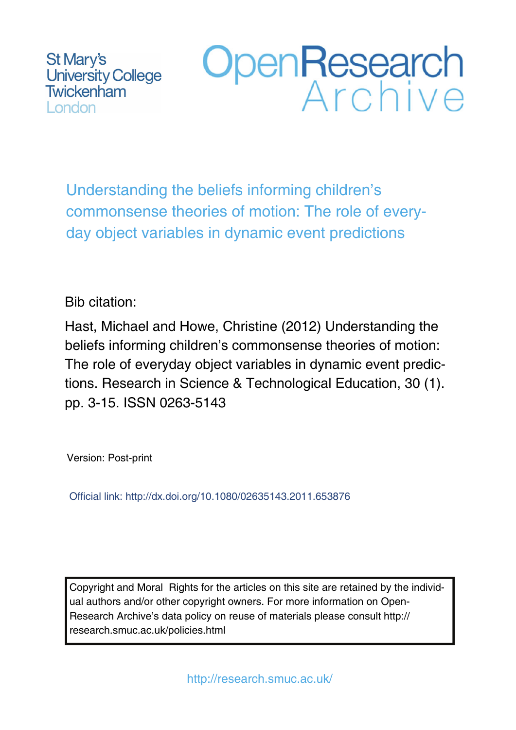St Mary's University College Twickenham London

OpenResearch Archive

# Understanding the beliefs informing children's commonsense theories of motion: The role of every-day object variables in dynamic event predictions

Bib citation:

Hast, Michael and Howe, Christine (2012) Understanding the beliefs informing children's commonsense theories of motion: The role of everyday object variables in dynamic event predictions. Research in Science & Technological Education, 30 (1). pp. 3-15. ISSN 0263-5143

Version: Post-print

Official link: http://dx.doi.org/10.1080/02635143.2011.653876

Copyright and Moral Rights for the articles on this site are retained by the individual authors and/or other copyright owners. For more information on Open-Research Archive's data policy on reuse of materials please consult http://research.smuc.ac.uk/policies.html

http://research.smuc.ac.uk/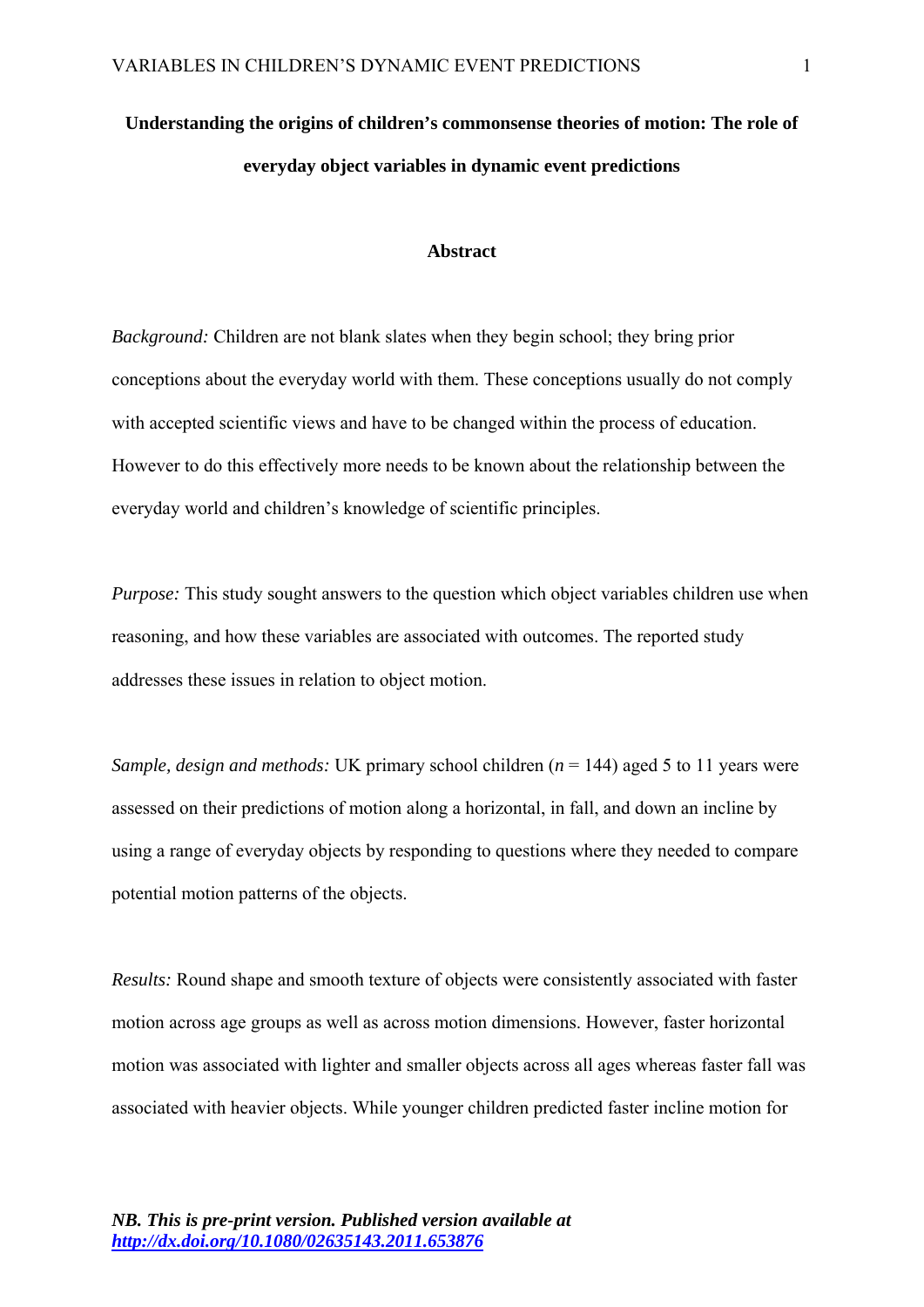# Understanding the origins of children's commonsense theories of motion: The role of everyday object variables in dynamic event predictions

## Abstract

*Background:* Children are not blank slates when they begin school; they bring prior conceptions about the everyday world with them. These conceptions usually do not comply with accepted scientific views and have to be changed within the process of education. However to do this effectively more needs to be known about the relationship between the everyday world and children's knowledge of scientific principles.

*Purpose:* This study sought answers to the question which object variables children use when reasoning, and how these variables are associated with outcomes. The reported study addresses these issues in relation to object motion.

*Sample, design and methods:* UK primary school children ($n$ = 144) aged 5 to 11 years were assessed on their predictions of motion along a horizontal, in fall, and down an incline by using a range of everyday objects by responding to questions where they needed to compare potential motion patterns of the objects.

*Results:* Round shape and smooth texture of objects were consistently associated with faster motion across age groups as well as across motion dimensions. However, faster horizontal motion was associated with lighter and smaller objects across all ages whereas faster fall was associated with heavier objects. While younger children predicted faster incline motion for

***NB. This is pre-print version. Published version available at [http://dx.doi.org/10.1080/02635143.2011.653876](http://dx.doi.org/10.1080/02635143.2011.653876)***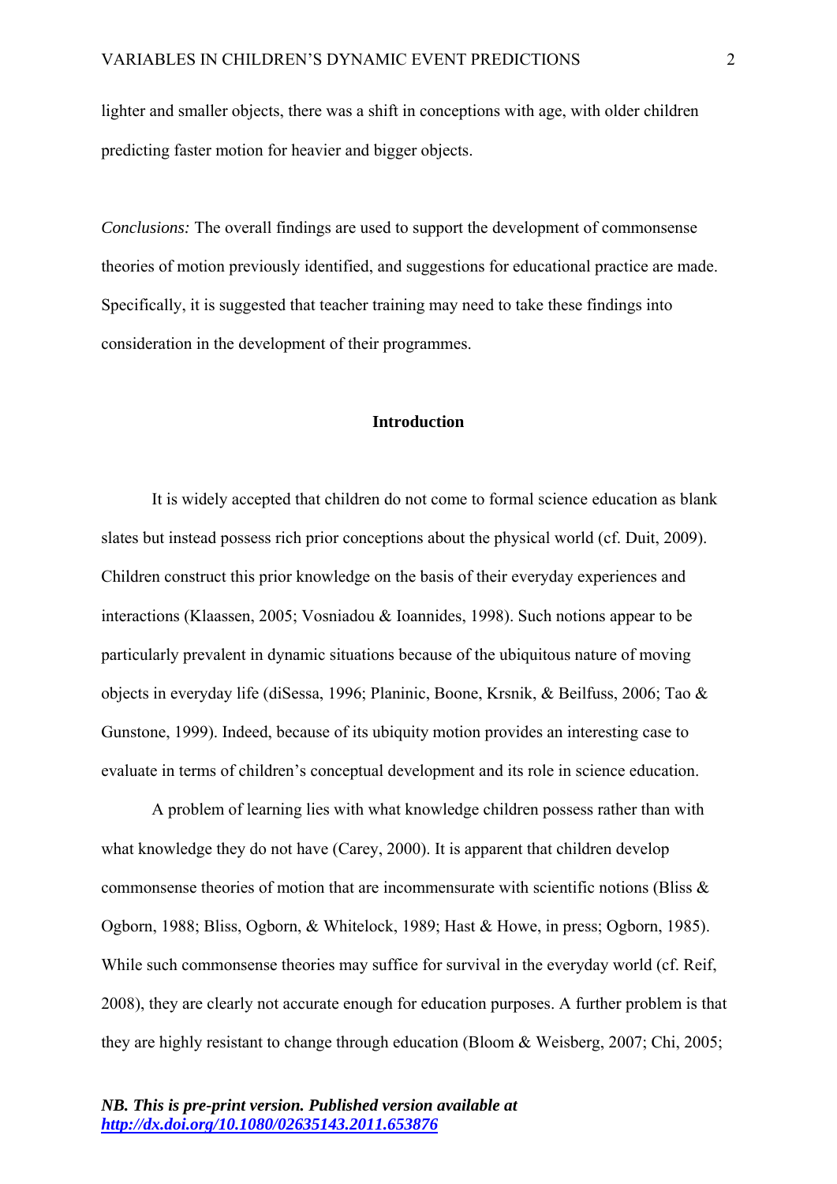lighter and smaller objects, there was a shift in conceptions with age, with older children predicting faster motion for heavier and bigger objects.

*Conclusions:* The overall findings are used to support the development of commonsense theories of motion previously identified, and suggestions for educational practice are made. Specifically, it is suggested that teacher training may need to take these findings into consideration in the development of their programmes.

## Introduction

It is widely accepted that children do not come to formal science education as blank slates but instead possess rich prior conceptions about the physical world (cf. Duit, 2009). Children construct this prior knowledge on the basis of their everyday experiences and interactions (Klaassen, 2005; Vosniadou & Ioannides, 1998). Such notions appear to be particularly prevalent in dynamic situations because of the ubiquitous nature of moving objects in everyday life (diSessa, 1996; Planinic, Boone, Krsnik, & Beilfuss, 2006; Tao & Gunstone, 1999). Indeed, because of its ubiquity motion provides an interesting case to evaluate in terms of children's conceptual development and its role in science education.

A problem of learning lies with what knowledge children possess rather than with what knowledge they do not have (Carey, 2000). It is apparent that children develop commonsense theories of motion that are incommensurate with scientific notions (Bliss & Ogborn, 1988; Bliss, Ogborn, & Whitelock, 1989; Hast & Howe, in press; Ogborn, 1985). While such commonsense theories may suffice for survival in the everyday world (cf. Reif, 2008), they are clearly not accurate enough for education purposes. A further problem is that they are highly resistant to change through education (Bloom & Weisberg, 2007; Chi, 2005;

*NB. This is pre-print version. Published version available at*
*http://dx.doi.org/10.1080/02635143.2011.653876*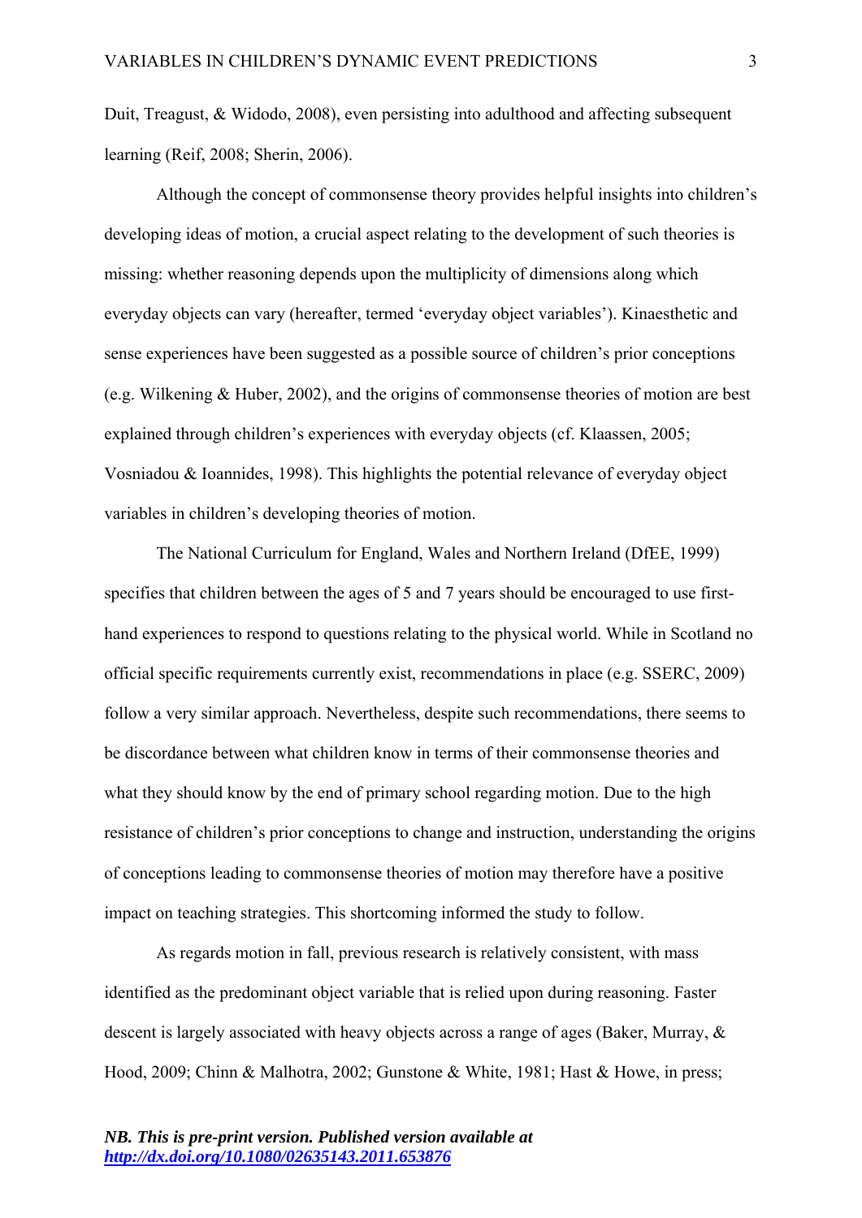Duit, Treagust, & Widodo, 2008), even persisting into adulthood and affecting subsequent learning (Reif, 2008; Sherin, 2006).

Although the concept of commonsense theory provides helpful insights into children's developing ideas of motion, a crucial aspect relating to the development of such theories is missing: whether reasoning depends upon the multiplicity of dimensions along which everyday objects can vary (hereafter, termed 'everyday object variables'). Kinaesthetic and sense experiences have been suggested as a possible source of children's prior conceptions (e.g. Wilkening & Huber, 2002), and the origins of commonsense theories of motion are best explained through children's experiences with everyday objects (cf. Klaassen, 2005; Vosniadou & Ioannides, 1998). This highlights the potential relevance of everyday object variables in children's developing theories of motion.

The National Curriculum for England, Wales and Northern Ireland (DfEE, 1999) specifies that children between the ages of 5 and 7 years should be encouraged to use first-hand experiences to respond to questions relating to the physical world. While in Scotland no official specific requirements currently exist, recommendations in place (e.g. SSERC, 2009) follow a very similar approach. Nevertheless, despite such recommendations, there seems to be discordance between what children know in terms of their commonsense theories and what they should know by the end of primary school regarding motion. Due to the high resistance of children's prior conceptions to change and instruction, understanding the origins of conceptions leading to commonsense theories of motion may therefore have a positive impact on teaching strategies. This shortcoming informed the study to follow.

As regards motion in fall, previous research is relatively consistent, with mass identified as the predominant object variable that is relied upon during reasoning. Faster descent is largely associated with heavy objects across a range of ages (Baker, Murray, & Hood, 2009; Chinn & Malhotra, 2002; Gunstone & White, 1981; Hast & Howe, in press;

*NB. This is pre-print version. Published version available at* *http://dx.doi.org/10.1080/02635143.2011.653876*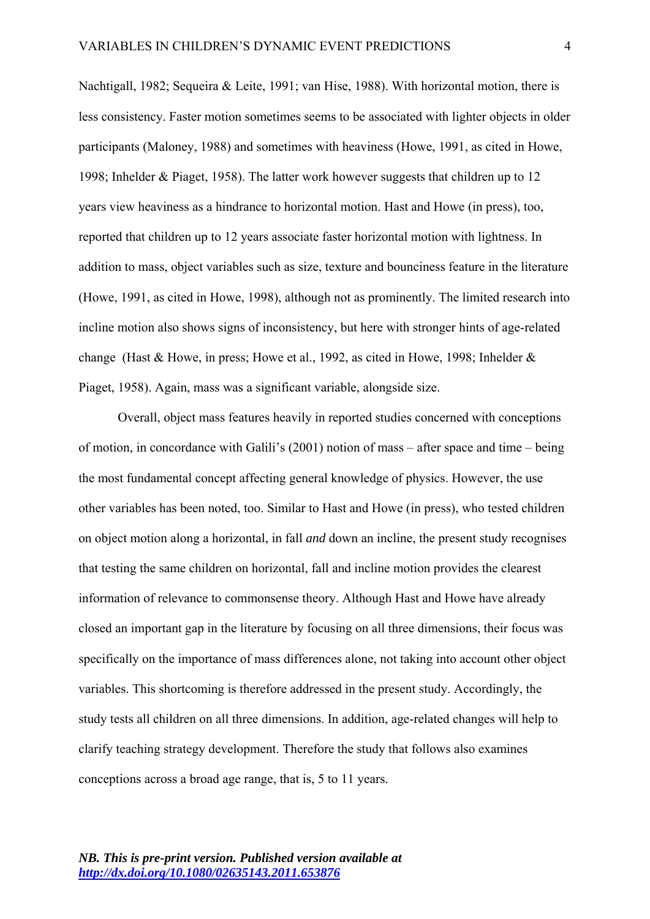Nachtigall, 1982; Sequeira & Leite, 1991; van Hise, 1988). With horizontal motion, there is less consistency. Faster motion sometimes seems to be associated with lighter objects in older participants (Maloney, 1988) and sometimes with heaviness (Howe, 1991, as cited in Howe, 1998; Inhelder & Piaget, 1958). The latter work however suggests that children up to 12 years view heaviness as a hindrance to horizontal motion. Hast and Howe (in press), too, reported that children up to 12 years associate faster horizontal motion with lightness. In addition to mass, object variables such as size, texture and bounciness feature in the literature (Howe, 1991, as cited in Howe, 1998), although not as prominently. The limited research into incline motion also shows signs of inconsistency, but here with stronger hints of age-related change (Hast & Howe, in press; Howe et al., 1992, as cited in Howe, 1998; Inhelder & Piaget, 1958). Again, mass was a significant variable, alongside size.

Overall, object mass features heavily in reported studies concerned with conceptions of motion, in concordance with Galili's (2001) notion of mass – after space and time – being the most fundamental concept affecting general knowledge of physics. However, the use other variables has been noted, too. Similar to Hast and Howe (in press), who tested children on object motion along a horizontal, in fall *and* down an incline, the present study recognises that testing the same children on horizontal, fall and incline motion provides the clearest information of relevance to commonsense theory. Although Hast and Howe have already closed an important gap in the literature by focusing on all three dimensions, their focus was specifically on the importance of mass differences alone, not taking into account other object variables. This shortcoming is therefore addressed in the present study. Accordingly, the study tests all children on all three dimensions. In addition, age-related changes will help to clarify teaching strategy development. Therefore the study that follows also examines conceptions across a broad age range, that is, 5 to 11 years.

***NB. This is pre-print version. Published version available at http://dx.doi.org/10.1080/02635143.2011.653876***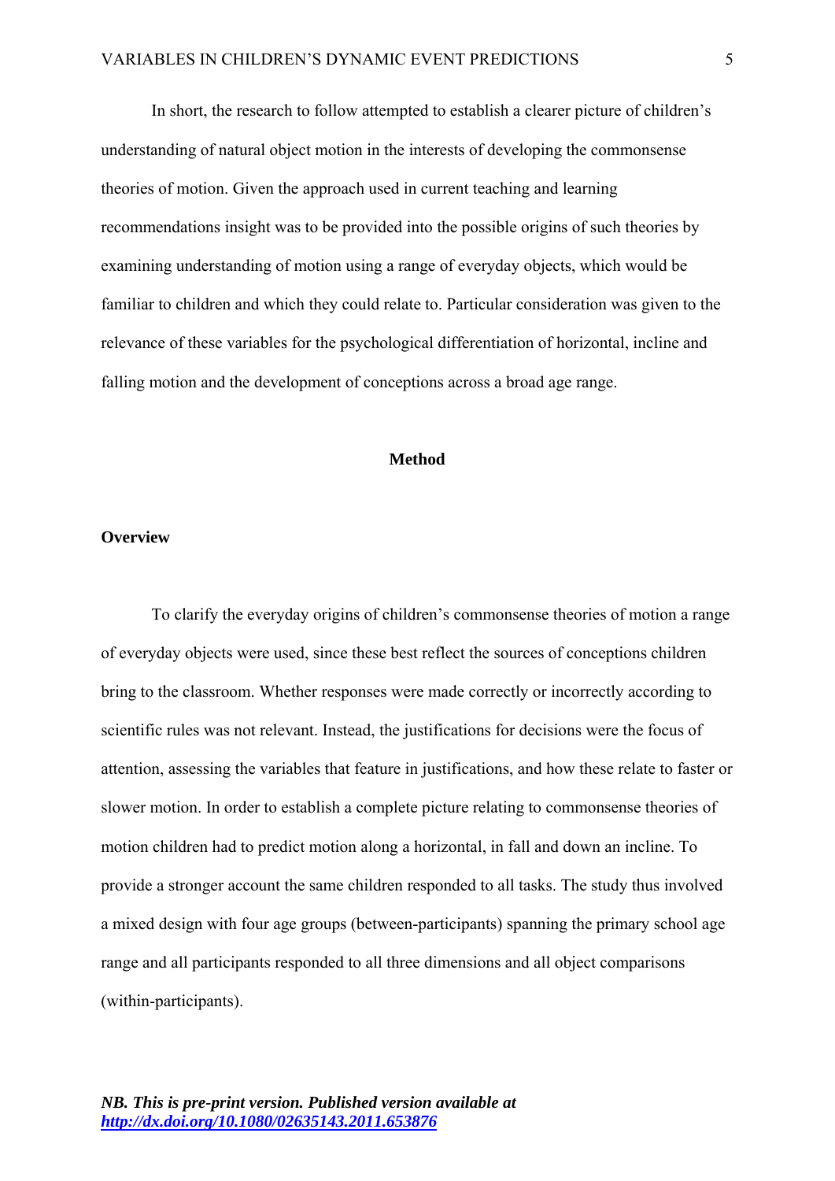In short, the research to follow attempted to establish a clearer picture of children's understanding of natural object motion in the interests of developing the commonsense theories of motion. Given the approach used in current teaching and learning recommendations insight was to be provided into the possible origins of such theories by examining understanding of motion using a range of everyday objects, which would be familiar to children and which they could relate to. Particular consideration was given to the relevance of these variables for the psychological differentiation of horizontal, incline and falling motion and the development of conceptions across a broad age range.

## Method

### Overview

To clarify the everyday origins of children's commonsense theories of motion a range of everyday objects were used, since these best reflect the sources of conceptions children bring to the classroom. Whether responses were made correctly or incorrectly according to scientific rules was not relevant. Instead, the justifications for decisions were the focus of attention, assessing the variables that feature in justifications, and how these relate to faster or slower motion. In order to establish a complete picture relating to commonsense theories of motion children had to predict motion along a horizontal, in fall and down an incline. To provide a stronger account the same children responded to all tasks. The study thus involved a mixed design with four age groups (between-participants) spanning the primary school age range and all participants responded to all three dimensions and all object comparisons (within-participants).

***NB. This is pre-print version. Published version available at [http://dx.doi.org/10.1080/02635143.2011.653876](http://dx.doi.org/10.1080/02635143.2011.653876)***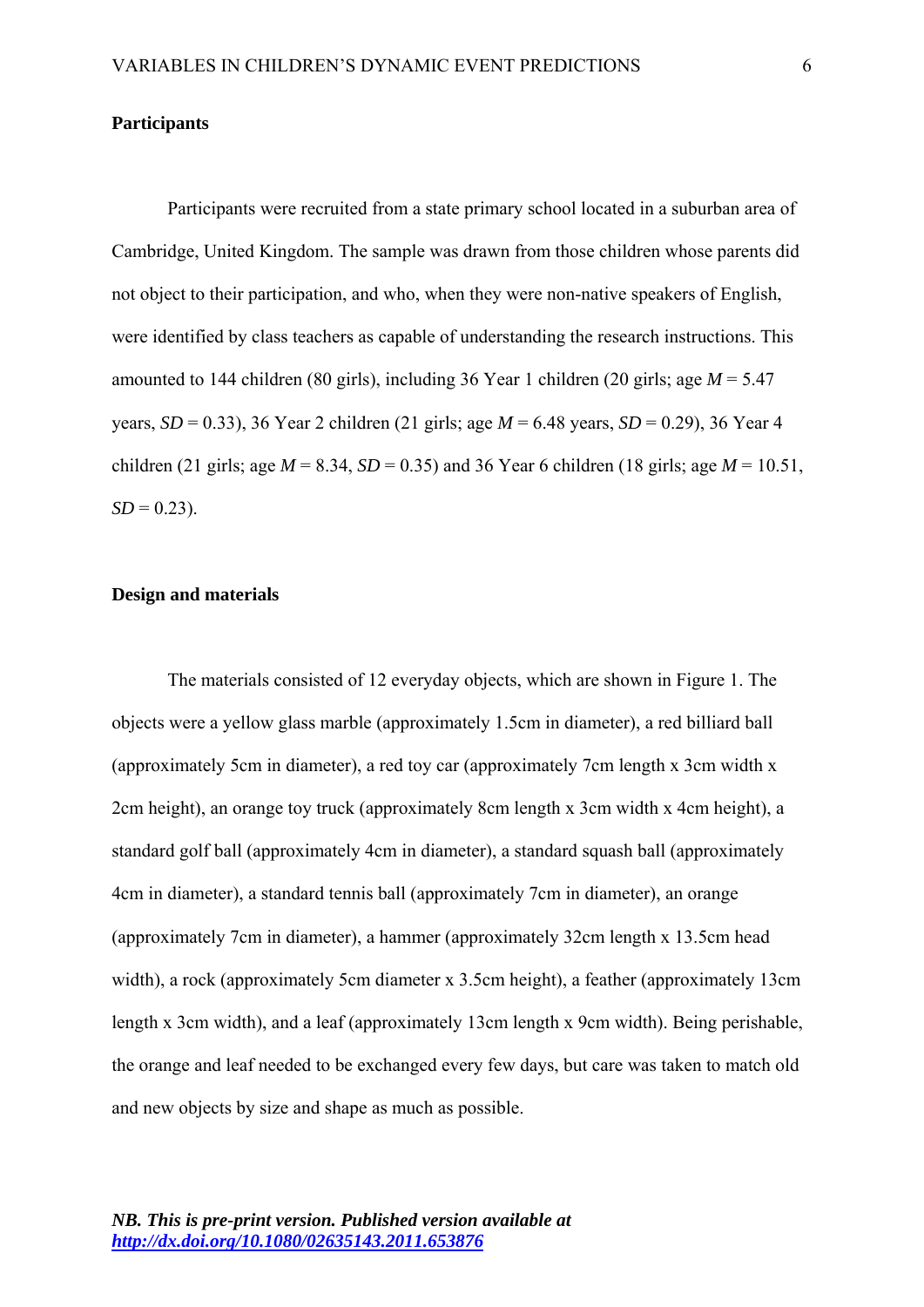**Participants**

Participants were recruited from a state primary school located in a suburban area of Cambridge, United Kingdom. The sample was drawn from those children whose parents did not object to their participation, and who, when they were non-native speakers of English, were identified by class teachers as capable of understanding the research instructions. This amounted to 144 children (80 girls), including 36 Year 1 children (20 girls; age $M = 5.47$ years, $SD = 0.33$), 36 Year 2 children (21 girls; age $M = 6.48$ years, $SD = 0.29$), 36 Year 4 children (21 girls; age $M = 8.34$, $SD = 0.35$) and 36 Year 6 children (18 girls; age $M = 10.51$, $SD = 0.23$).

**Design and materials**

The materials consisted of 12 everyday objects, which are shown in Figure 1. The objects were a yellow glass marble (approximately 1.5cm in diameter), a red billiard ball (approximately 5cm in diameter), a red toy car (approximately 7cm length x 3cm width x 2cm height), an orange toy truck (approximately 8cm length x 3cm width x 4cm height), a standard golf ball (approximately 4cm in diameter), a standard squash ball (approximately 4cm in diameter), a standard tennis ball (approximately 7cm in diameter), an orange (approximately 7cm in diameter), a hammer (approximately 32cm length x 13.5cm head width), a rock (approximately 5cm diameter x 3.5cm height), a feather (approximately 13cm length x 3cm width), and a leaf (approximately 13cm length x 9cm width). Being perishable, the orange and leaf needed to be exchanged every few days, but care was taken to match old and new objects by size and shape as much as possible.

***NB. This is pre-print version. Published version available at http://dx.doi.org/10.1080/02635143.2011.653876***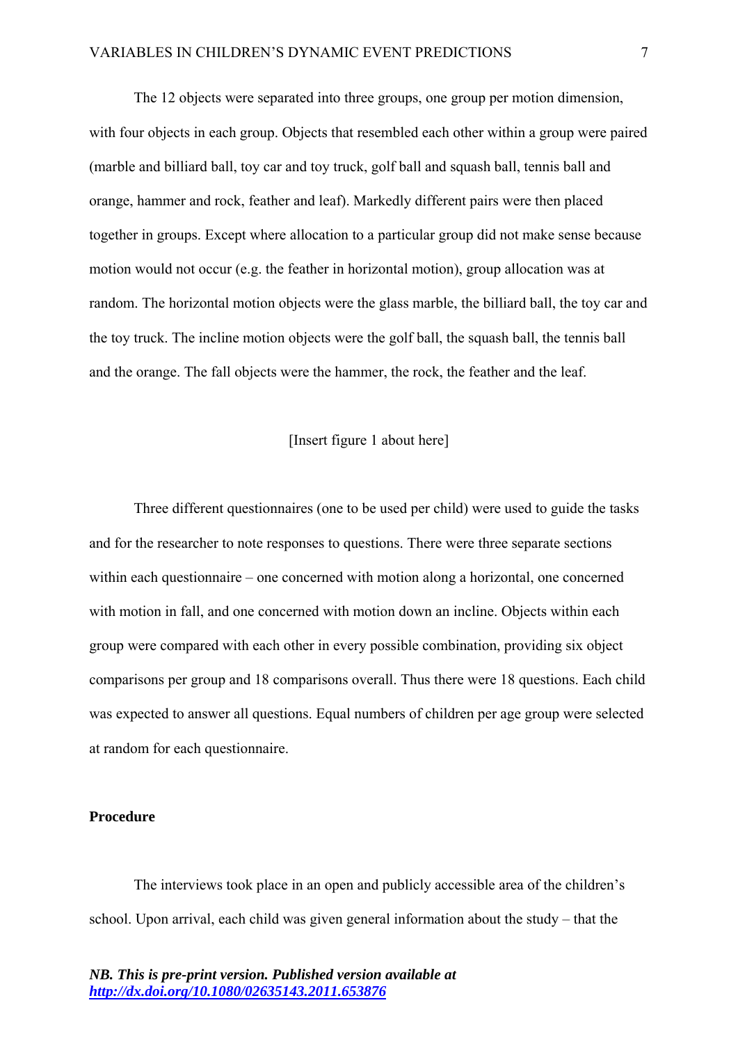The 12 objects were separated into three groups, one group per motion dimension, with four objects in each group. Objects that resembled each other within a group were paired (marble and billiard ball, toy car and toy truck, golf ball and squash ball, tennis ball and orange, hammer and rock, feather and leaf). Markedly different pairs were then placed together in groups. Except where allocation to a particular group did not make sense because motion would not occur (e.g. the feather in horizontal motion), group allocation was at random. The horizontal motion objects were the glass marble, the billiard ball, the toy car and the toy truck. The incline motion objects were the golf ball, the squash ball, the tennis ball and the orange. The fall objects were the hammer, the rock, the feather and the leaf.

[Insert figure 1 about here]

Three different questionnaires (one to be used per child) were used to guide the tasks and for the researcher to note responses to questions. There were three separate sections within each questionnaire – one concerned with motion along a horizontal, one concerned with motion in fall, and one concerned with motion down an incline. Objects within each group were compared with each other in every possible combination, providing six object comparisons per group and 18 comparisons overall. Thus there were 18 questions. Each child was expected to answer all questions. Equal numbers of children per age group were selected at random for each questionnaire.

**Procedure**

The interviews took place in an open and publicly accessible area of the children's school. Upon arrival, each child was given general information about the study – that the

***NB. This is pre-print version. Published version available at http://dx.doi.org/10.1080/02635143.2011.653876***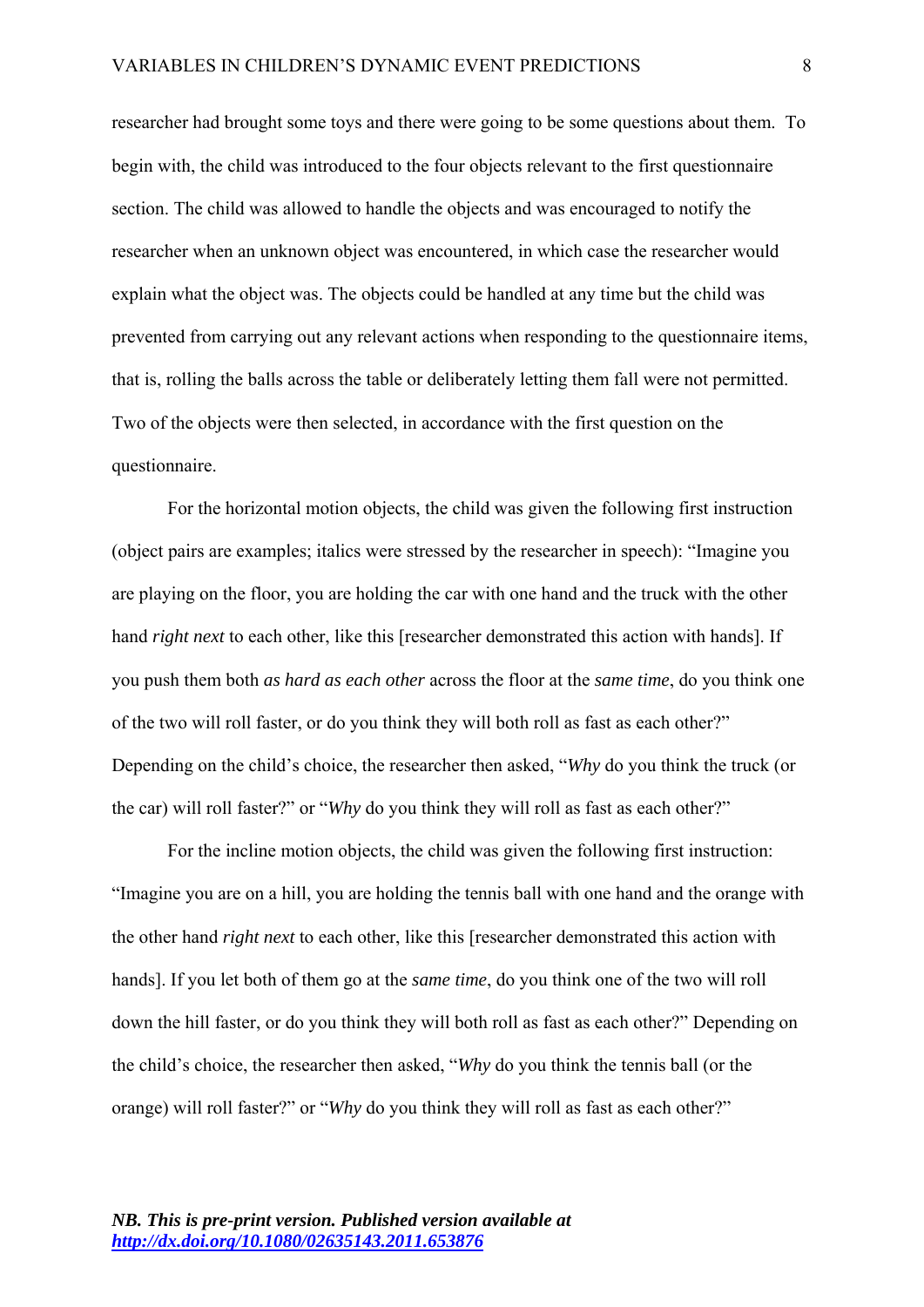researcher had brought some toys and there were going to be some questions about them. To begin with, the child was introduced to the four objects relevant to the first questionnaire section. The child was allowed to handle the objects and was encouraged to notify the researcher when an unknown object was encountered, in which case the researcher would explain what the object was. The objects could be handled at any time but the child was prevented from carrying out any relevant actions when responding to the questionnaire items, that is, rolling the balls across the table or deliberately letting them fall were not permitted. Two of the objects were then selected, in accordance with the first question on the questionnaire.

For the horizontal motion objects, the child was given the following first instruction (object pairs are examples; italics were stressed by the researcher in speech): "Imagine you are playing on the floor, you are holding the car with one hand and the truck with the other hand *right next* to each other, like this [researcher demonstrated this action with hands]. If you push them both *as hard as each other* across the floor at the *same time*, do you think one of the two will roll faster, or do you think they will both roll as fast as each other?" Depending on the child's choice, the researcher then asked, "*Why* do you think the truck (or the car) will roll faster?" or "*Why* do you think they will roll as fast as each other?"

For the incline motion objects, the child was given the following first instruction: "Imagine you are on a hill, you are holding the tennis ball with one hand and the orange with the other hand *right next* to each other, like this [researcher demonstrated this action with hands]. If you let both of them go at the *same time*, do you think one of the two will roll down the hill faster, or do you think they will both roll as fast as each other?" Depending on the child's choice, the researcher then asked, "*Why* do you think the tennis ball (or the orange) will roll faster?" or "*Why* do you think they will roll as fast as each other?"

***NB. This is pre-print version. Published version available at http://dx.doi.org/10.1080/02635143.2011.653876***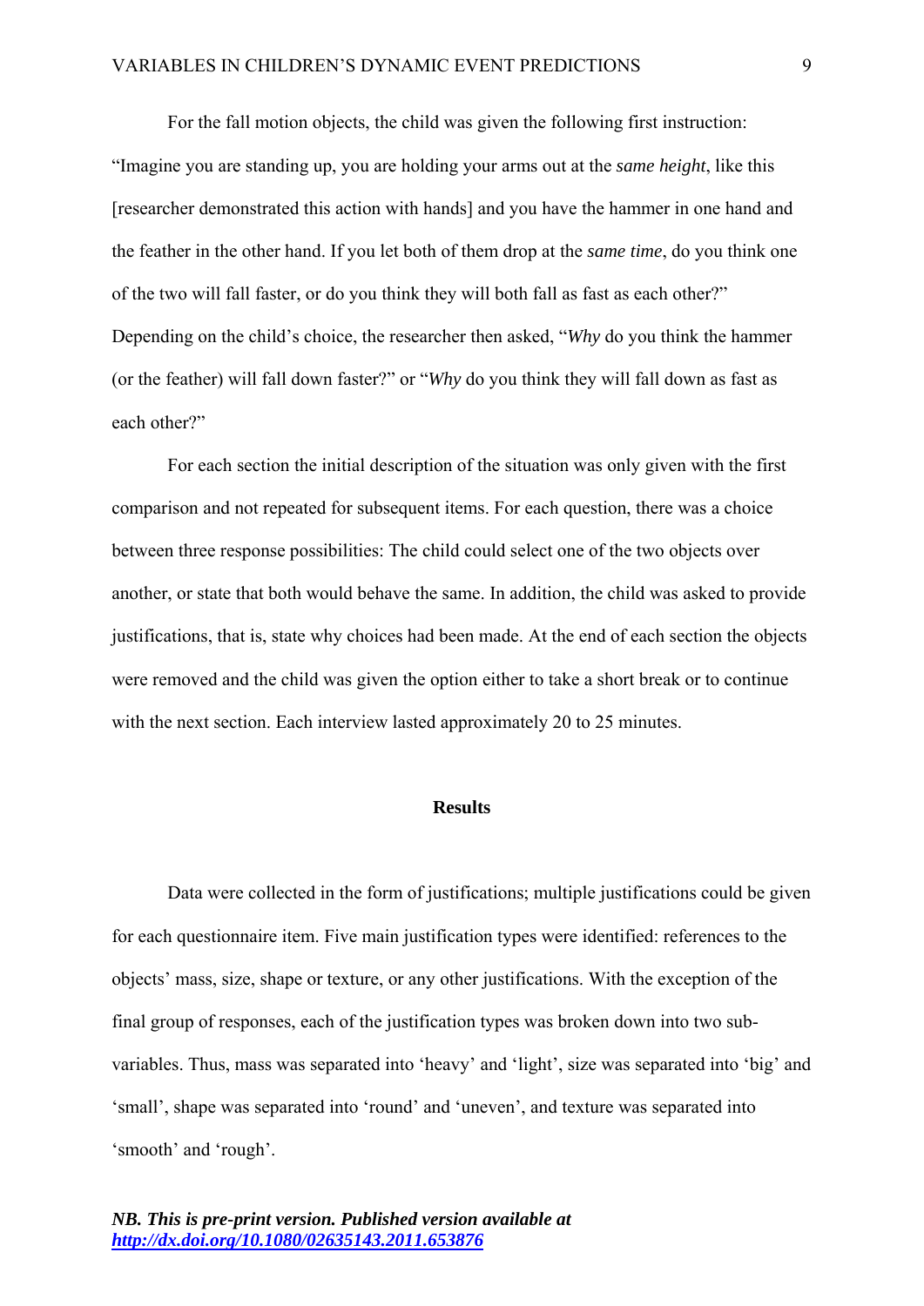For the fall motion objects, the child was given the following first instruction: "Imagine you are standing up, you are holding your arms out at the *same height*, like this [researcher demonstrated this action with hands] and you have the hammer in one hand and the feather in the other hand. If you let both of them drop at the *same time*, do you think one of the two will fall faster, or do you think they will both fall as fast as each other?" Depending on the child's choice, the researcher then asked, "*Why* do you think the hammer (or the feather) will fall down faster?" or "*Why* do you think they will fall down as fast as each other?"

For each section the initial description of the situation was only given with the first comparison and not repeated for subsequent items. For each question, there was a choice between three response possibilities: The child could select one of the two objects over another, or state that both would behave the same. In addition, the child was asked to provide justifications, that is, state why choices had been made. At the end of each section the objects were removed and the child was given the option either to take a short break or to continue with the next section. Each interview lasted approximately 20 to 25 minutes.

## Results

Data were collected in the form of justifications; multiple justifications could be given for each questionnaire item. Five main justification types were identified: references to the objects' mass, size, shape or texture, or any other justifications. With the exception of the final group of responses, each of the justification types was broken down into two sub-variables. Thus, mass was separated into 'heavy' and 'light', size was separated into 'big' and 'small', shape was separated into 'round' and 'uneven', and texture was separated into 'smooth' and 'rough'.

***NB. This is pre-print version. Published version available at [http://dx.doi.org/10.1080/02635143.2011.653876](http://dx.doi.org/10.1080/02635143.2011.653876)***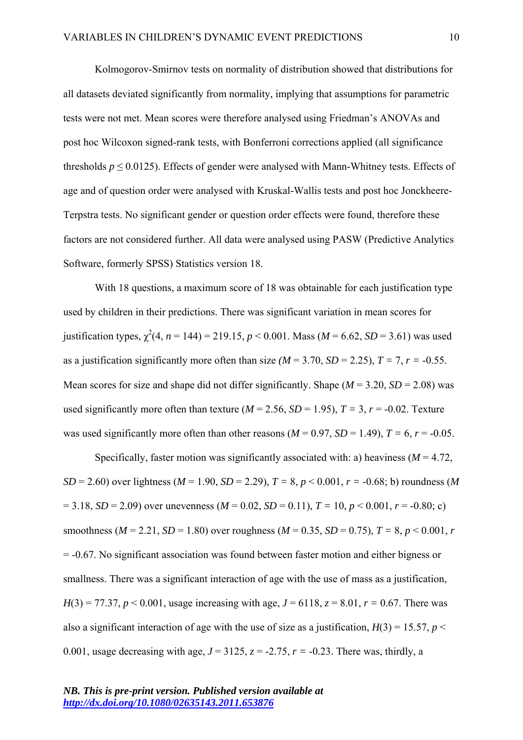Kolmogorov-Smirnov tests on normality of distribution showed that distributions for all datasets deviated significantly from normality, implying that assumptions for parametric tests were not met. Mean scores were therefore analysed using Friedman's ANOVAs and post hoc Wilcoxon signed-rank tests, with Bonferroni corrections applied (all significance thresholds $p \leq 0.0125$). Effects of gender were analysed with Mann-Whitney tests. Effects of age and of question order were analysed with Kruskal-Wallis tests and post hoc Jonckheere-Terpstra tests. No significant gender or question order effects were found, therefore these factors are not considered further. All data were analysed using PASW (Predictive Analytics Software, formerly SPSS) Statistics version 18.

With 18 questions, a maximum score of 18 was obtainable for each justification type used by children in their predictions. There was significant variation in mean scores for justification types, $\chi^2(4, n = 144) = 219.15$, $p < 0.001$. Mass ($M = 6.62$, $SD = 3.61$) was used as a justification significantly more often than size ($M = 3.70$, $SD = 2.25$), $T = 7$, $r = -0.55$. Mean scores for size and shape did not differ significantly. Shape ($M = 3.20$, $SD = 2.08$) was used significantly more often than texture ($M = 2.56$, $SD = 1.95$), $T = 3$, $r = -0.02$. Texture was used significantly more often than other reasons ($M = 0.97$, $SD = 1.49$), $T = 6$, $r = -0.05$.

Specifically, faster motion was significantly associated with: a) heaviness ($M = 4.72$, $SD = 2.60$) over lightness ($M = 1.90$, $SD = 2.29$), $T = 8$, $p < 0.001$, $r = -0.68$; b) roundness ($M = 3.18$, $SD = 2.09$) over unevenness ($M = 0.02$, $SD = 0.11$), $T = 10$, $p < 0.001$, $r = -0.80$; c) smoothness ($M = 2.21$, $SD = 1.80$) over roughness ($M = 0.35$, $SD = 0.75$), $T = 8$, $p < 0.001$, $r = -0.67$. No significant association was found between faster motion and either bigness or smallness. There was a significant interaction of age with the use of mass as a justification, $H(3) = 77.37$, $p < 0.001$, usage increasing with age, $J = 6118$, $z = 8.01$, $r = 0.67$. There was also a significant interaction of age with the use of size as a justification, $H(3) = 15.57$, $p < 0.001$, usage decreasing with age, $J = 3125$, $z = -2.75$, $r = -0.23$. There was, thirdly, a

***NB. This is pre-print version. Published version available at [http://dx.doi.org/10.1080/02635143.2011.653876](http://dx.doi.org/10.1080/02635143.2011.653876)***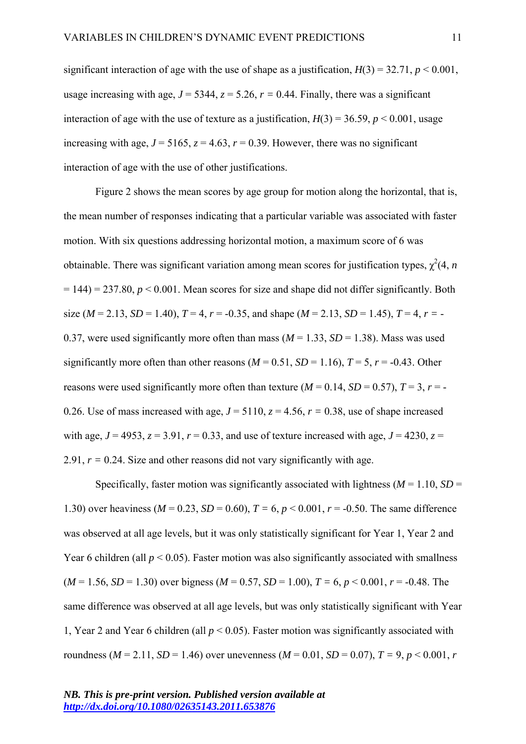significant interaction of age with the use of shape as a justification, $H(3) = 32.71$, $p < 0.001$, usage increasing with age, $J = 5344$, $z = 5.26$, $r = 0.44$. Finally, there was a significant interaction of age with the use of texture as a justification, $H(3) = 36.59$, $p < 0.001$, usage increasing with age, $J = 5165$, $z = 4.63$, $r = 0.39$. However, there was no significant interaction of age with the use of other justifications.

Figure 2 shows the mean scores by age group for motion along the horizontal, that is, the mean number of responses indicating that a particular variable was associated with faster motion. With six questions addressing horizontal motion, a maximum score of 6 was obtainable. There was significant variation among mean scores for justification types, $\chi^2(4, n = 144) = 237.80$, $p < 0.001$. Mean scores for size and shape did not differ significantly. Both size ($M = 2.13$, $SD = 1.40$), $T = 4$, $r = -0.35$, and shape ($M = 2.13$, $SD = 1.45$), $T = 4$, $r = -0.37$, were used significantly more often than mass ($M = 1.33$, $SD = 1.38$). Mass was used significantly more often than other reasons ($M = 0.51$, $SD = 1.16$), $T = 5$, $r = -0.43$. Other reasons were used significantly more often than texture ($M = 0.14$, $SD = 0.57$), $T = 3$, $r = -0.26$. Use of mass increased with age, $J = 5110$, $z = 4.56$, $r = 0.38$, use of shape increased with age, $J = 4953$, $z = 3.91$, $r = 0.33$, and use of texture increased with age, $J = 4230$, $z = 2.91$, $r = 0.24$. Size and other reasons did not vary significantly with age.

Specifically, faster motion was significantly associated with lightness ($M = 1.10$, $SD = 1.30$) over heaviness ($M = 0.23$, $SD = 0.60$), $T = 6$, $p < 0.001$, $r = -0.50$. The same difference was observed at all age levels, but it was only statistically significant for Year 1, Year 2 and Year 6 children (all $p < 0.05$). Faster motion was also significantly associated with smallness ($M = 1.56$, $SD = 1.30$) over bigness ($M = 0.57$, $SD = 1.00$), $T = 6$, $p < 0.001$, $r = -0.48$. The same difference was observed at all age levels, but was only statistically significant with Year 1, Year 2 and Year 6 children (all $p < 0.05$). Faster motion was significantly associated with roundness ($M = 2.11$, $SD = 1.46$) over unevenness ($M = 0.01$, $SD = 0.07$), $T = 9$, $p < 0.001$, $r$

***NB. This is pre-print version. Published version available at [http://dx.doi.org/10.1080/02635143.2011.653876](http://dx.doi.org/10.1080/02635143.2011.653876)***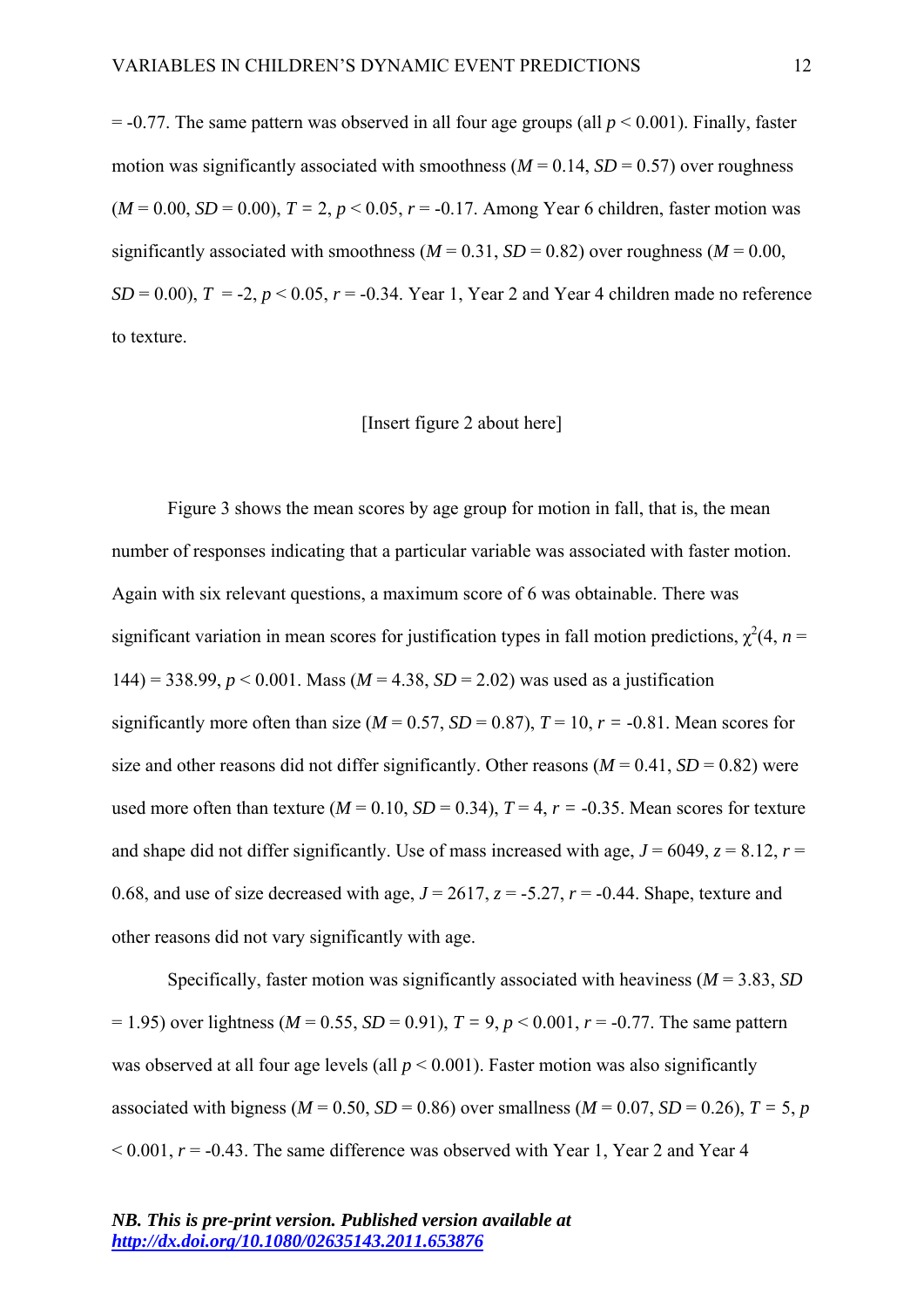= -0.77. The same pattern was observed in all four age groups (all $p < 0.001$). Finally, faster motion was significantly associated with smoothness ($M = 0.14$, $SD = 0.57$) over roughness ($M = 0.00$, $SD = 0.00$), $T = 2$, $p < 0.05$, $r = -0.17$. Among Year 6 children, faster motion was significantly associated with smoothness ($M = 0.31$, $SD = 0.82$) over roughness ($M = 0.00$, $SD = 0.00$), $T = -2$, $p < 0.05$, $r = -0.34$. Year 1, Year 2 and Year 4 children made no reference to texture.

[Insert figure 2 about here]

Figure 3 shows the mean scores by age group for motion in fall, that is, the mean number of responses indicating that a particular variable was associated with faster motion. Again with six relevant questions, a maximum score of 6 was obtainable. There was significant variation in mean scores for justification types in fall motion predictions, $\chi^2(4, n = 144) = 338.99$, $p < 0.001$. Mass ($M = 4.38$, $SD = 2.02$) was used as a justification significantly more often than size ($M = 0.57$, $SD = 0.87$), $T = 10$, $r = -0.81$. Mean scores for size and other reasons did not differ significantly. Other reasons ($M = 0.41$, $SD = 0.82$) were used more often than texture ($M = 0.10$, $SD = 0.34$), $T = 4$, $r = -0.35$. Mean scores for texture and shape did not differ significantly. Use of mass increased with age, $J = 6049$, $z = 8.12$, $r = 0.68$, and use of size decreased with age, $J = 2617$, $z = -5.27$, $r = -0.44$. Shape, texture and other reasons did not vary significantly with age.

Specifically, faster motion was significantly associated with heaviness ($M = 3.83$, $SD = 1.95$) over lightness ($M = 0.55$, $SD = 0.91$), $T = 9$, $p < 0.001$, $r = -0.77$. The same pattern was observed at all four age levels (all $p < 0.001$). Faster motion was also significantly associated with bigness ($M = 0.50$, $SD = 0.86$) over smallness ($M = 0.07$, $SD = 0.26$), $T = 5$, $p < 0.001$, $r = -0.43$. The same difference was observed with Year 1, Year 2 and Year 4

*NB. This is pre-print version. Published version available at* *http://dx.doi.org/10.1080/02635143.2011.653876*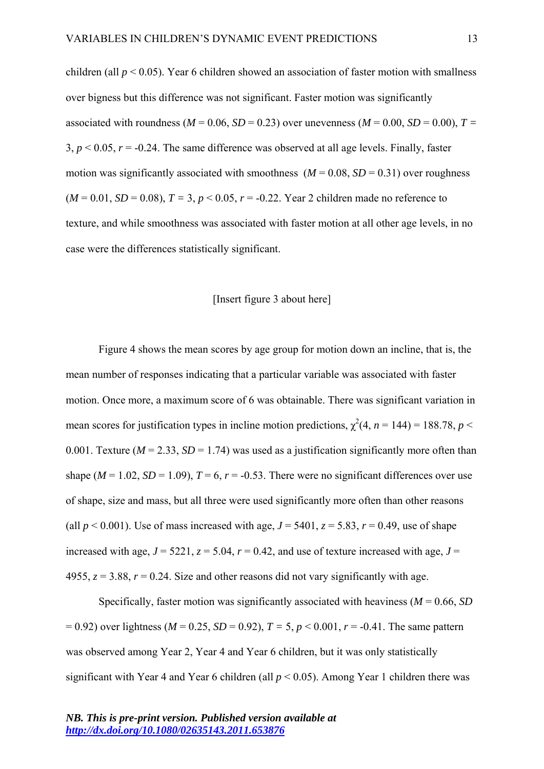children (all $p < 0.05$). Year 6 children showed an association of faster motion with smallness over bigness but this difference was not significant. Faster motion was significantly associated with roundness ($M = 0.06$, $SD = 0.23$) over unevenness ($M = 0.00$, $SD = 0.00$), $T = 3$, $p < 0.05$, $r = -0.24$. The same difference was observed at all age levels. Finally, faster motion was significantly associated with smoothness ($M = 0.08$, $SD = 0.31$) over roughness ($M = 0.01$, $SD = 0.08$), $T = 3$, $p < 0.05$, $r = -0.22$. Year 2 children made no reference to texture, and while smoothness was associated with faster motion at all other age levels, in no case were the differences statistically significant.

[Insert figure 3 about here]

Figure 4 shows the mean scores by age group for motion down an incline, that is, the mean number of responses indicating that a particular variable was associated with faster motion. Once more, a maximum score of 6 was obtainable. There was significant variation in mean scores for justification types in incline motion predictions, $\chi^2(4, n = 144) = 188.78$, $p < 0.001$. Texture ($M = 2.33$, $SD = 1.74$) was used as a justification significantly more often than shape ($M = 1.02$, $SD = 1.09$), $T = 6$, $r = -0.53$. There were no significant differences over use of shape, size and mass, but all three were used significantly more often than other reasons (all $p < 0.001$). Use of mass increased with age, $J = 5401$, $z = 5.83$, $r = 0.49$, use of shape increased with age, $J = 5221$, $z = 5.04$, $r = 0.42$, and use of texture increased with age, $J = 4955$, $z = 3.88$, $r = 0.24$. Size and other reasons did not vary significantly with age.

Specifically, faster motion was significantly associated with heaviness ($M = 0.66$, $SD = 0.92$) over lightness ($M = 0.25$, $SD = 0.92$), $T = 5$, $p < 0.001$, $r = -0.41$. The same pattern was observed among Year 2, Year 4 and Year 6 children, but it was only statistically significant with Year 4 and Year 6 children (all $p < 0.05$). Among Year 1 children there was

***NB. This is pre-print version. Published version available at [http://dx.doi.org/10.1080/02635143.2011.653876](http://dx.doi.org/10.1080/02635143.2011.653876)***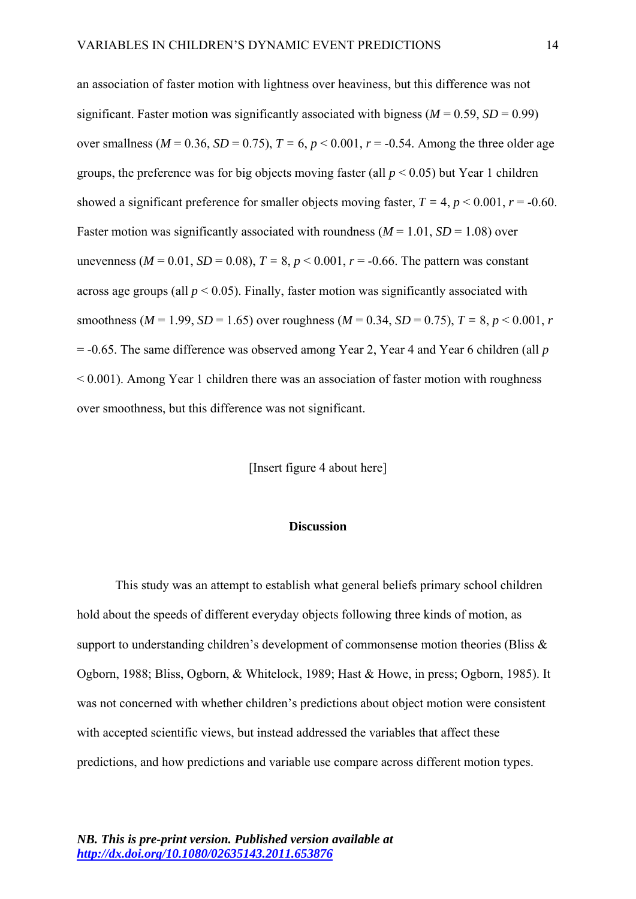an association of faster motion with lightness over heaviness, but this difference was not significant. Faster motion was significantly associated with bigness ($M = 0.59$, $SD = 0.99$) over smallness ($M = 0.36$, $SD = 0.75$), $T = 6$, $p < 0.001$, $r = -0.54$. Among the three older age groups, the preference was for big objects moving faster (all $p < 0.05$) but Year 1 children showed a significant preference for smaller objects moving faster, $T = 4$, $p < 0.001$, $r = -0.60$. Faster motion was significantly associated with roundness ($M = 1.01$, $SD = 1.08$) over unevenness ($M = 0.01$, $SD = 0.08$), $T = 8$, $p < 0.001$, $r = -0.66$. The pattern was constant across age groups (all $p < 0.05$). Finally, faster motion was significantly associated with smoothness ($M = 1.99$, $SD = 1.65$) over roughness ($M = 0.34$, $SD = 0.75$), $T = 8$, $p < 0.001$, $r = -0.65$. The same difference was observed among Year 2, Year 4 and Year 6 children (all $p < 0.001$). Among Year 1 children there was an association of faster motion with roughness over smoothness, but this difference was not significant.

[Insert figure 4 about here]

## Discussion

This study was an attempt to establish what general beliefs primary school children hold about the speeds of different everyday objects following three kinds of motion, as support to understanding children's development of commonsense motion theories (Bliss & Ogborn, 1988; Bliss, Ogborn, & Whitelock, 1989; Hast & Howe, in press; Ogborn, 1985). It was not concerned with whether children's predictions about object motion were consistent with accepted scientific views, but instead addressed the variables that affect these predictions, and how predictions and variable use compare across different motion types.

***NB. This is pre-print version. Published version available at http://dx.doi.org/10.1080/02635143.2011.653876***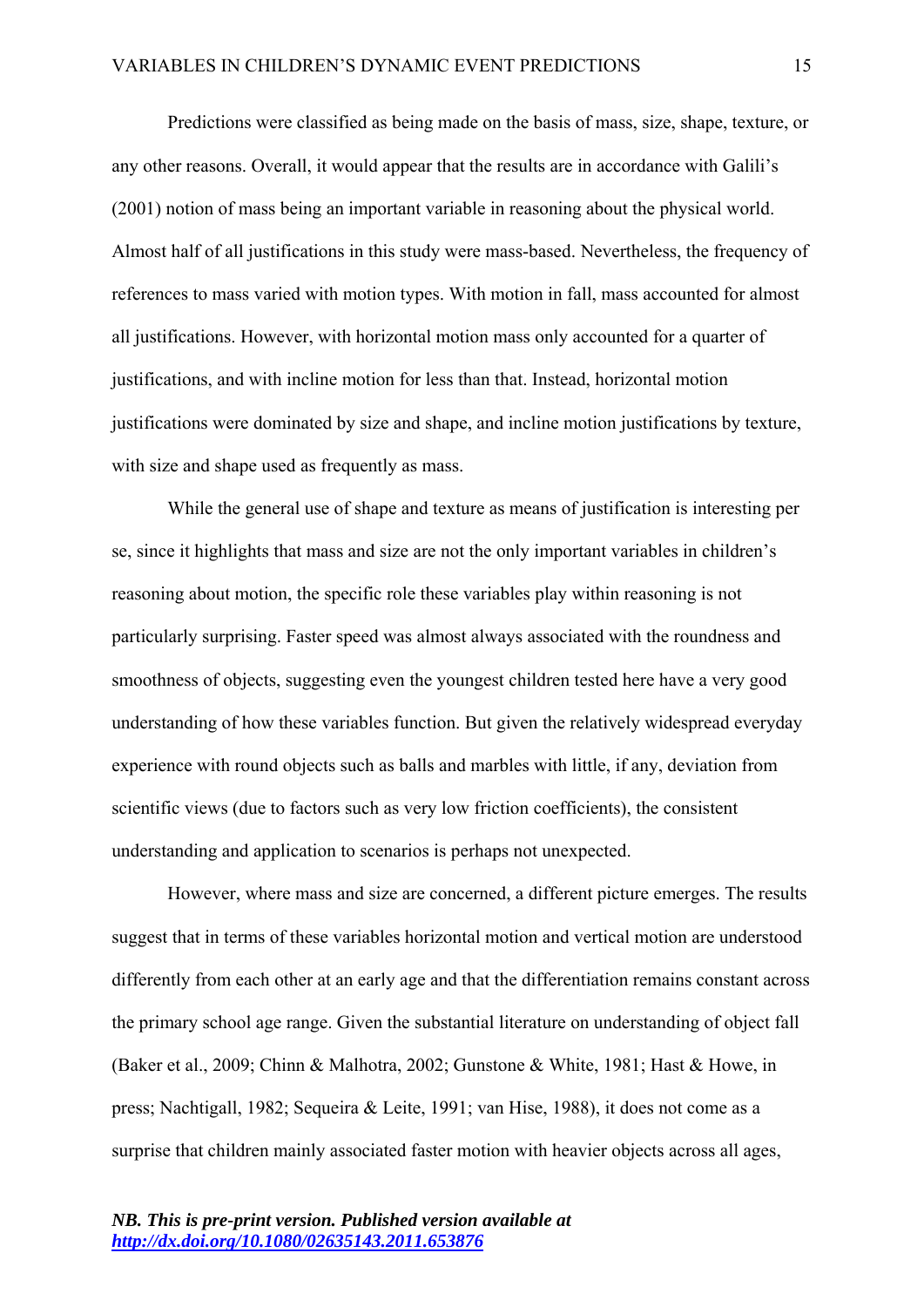Predictions were classified as being made on the basis of mass, size, shape, texture, or any other reasons. Overall, it would appear that the results are in accordance with Galili's (2001) notion of mass being an important variable in reasoning about the physical world. Almost half of all justifications in this study were mass-based. Nevertheless, the frequency of references to mass varied with motion types. With motion in fall, mass accounted for almost all justifications. However, with horizontal motion mass only accounted for a quarter of justifications, and with incline motion for less than that. Instead, horizontal motion justifications were dominated by size and shape, and incline motion justifications by texture, with size and shape used as frequently as mass.

While the general use of shape and texture as means of justification is interesting per se, since it highlights that mass and size are not the only important variables in children's reasoning about motion, the specific role these variables play within reasoning is not particularly surprising. Faster speed was almost always associated with the roundness and smoothness of objects, suggesting even the youngest children tested here have a very good understanding of how these variables function. But given the relatively widespread everyday experience with round objects such as balls and marbles with little, if any, deviation from scientific views (due to factors such as very low friction coefficients), the consistent understanding and application to scenarios is perhaps not unexpected.

However, where mass and size are concerned, a different picture emerges. The results suggest that in terms of these variables horizontal motion and vertical motion are understood differently from each other at an early age and that the differentiation remains constant across the primary school age range. Given the substantial literature on understanding of object fall (Baker et al., 2009; Chinn & Malhotra, 2002; Gunstone & White, 1981; Hast & Howe, in press; Nachtigall, 1982; Sequeira & Leite, 1991; van Hise, 1988), it does not come as a surprise that children mainly associated faster motion with heavier objects across all ages,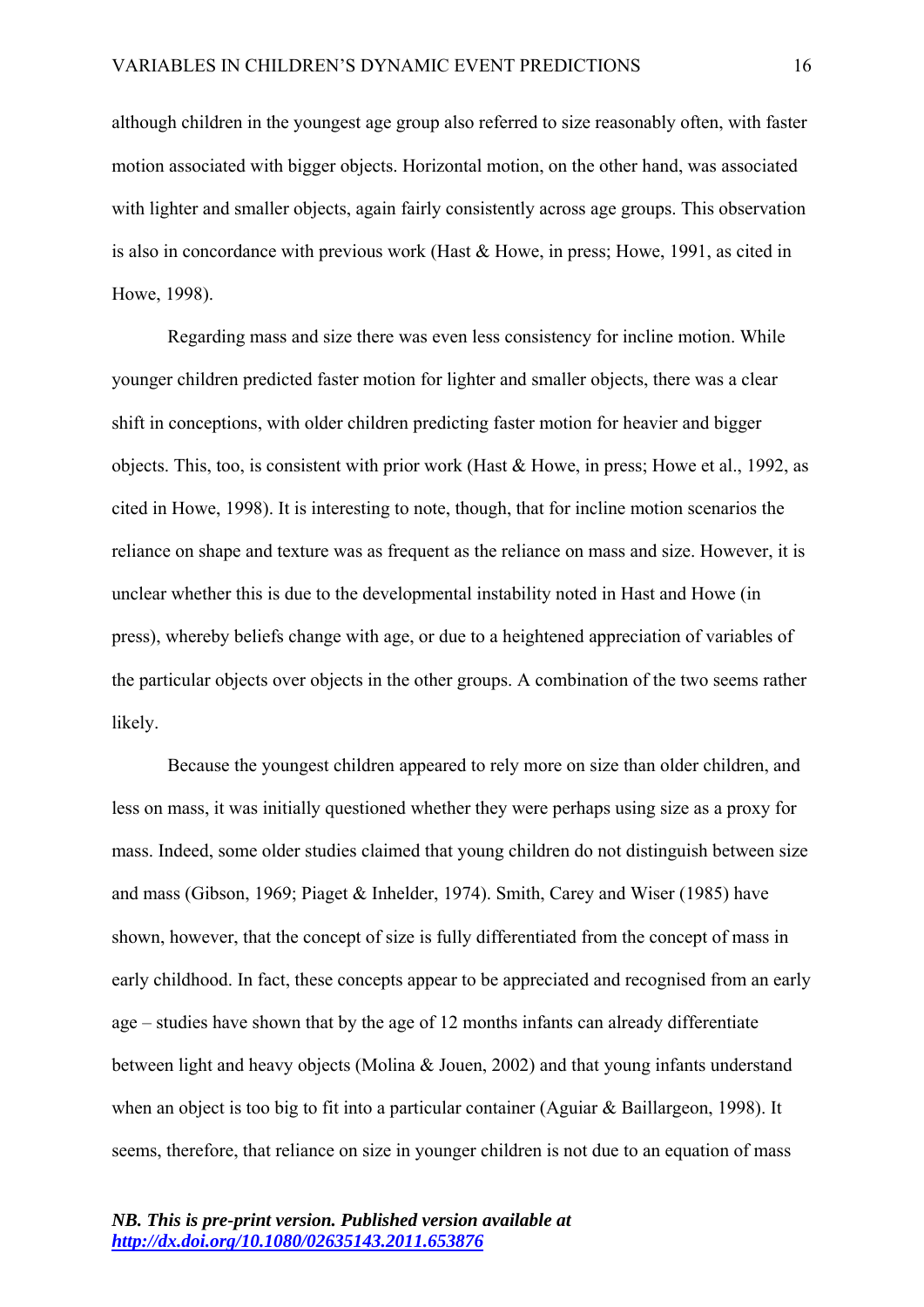although children in the youngest age group also referred to size reasonably often, with faster motion associated with bigger objects. Horizontal motion, on the other hand, was associated with lighter and smaller objects, again fairly consistently across age groups. This observation is also in concordance with previous work (Hast & Howe, in press; Howe, 1991, as cited in Howe, 1998).

Regarding mass and size there was even less consistency for incline motion. While younger children predicted faster motion for lighter and smaller objects, there was a clear shift in conceptions, with older children predicting faster motion for heavier and bigger objects. This, too, is consistent with prior work (Hast & Howe, in press; Howe et al., 1992, as cited in Howe, 1998). It is interesting to note, though, that for incline motion scenarios the reliance on shape and texture was as frequent as the reliance on mass and size. However, it is unclear whether this is due to the developmental instability noted in Hast and Howe (in press), whereby beliefs change with age, or due to a heightened appreciation of variables of the particular objects over objects in the other groups. A combination of the two seems rather likely.

Because the youngest children appeared to rely more on size than older children, and less on mass, it was initially questioned whether they were perhaps using size as a proxy for mass. Indeed, some older studies claimed that young children do not distinguish between size and mass (Gibson, 1969; Piaget & Inhelder, 1974). Smith, Carey and Wiser (1985) have shown, however, that the concept of size is fully differentiated from the concept of mass in early childhood. In fact, these concepts appear to be appreciated and recognised from an early age – studies have shown that by the age of 12 months infants can already differentiate between light and heavy objects (Molina & Jouen, 2002) and that young infants understand when an object is too big to fit into a particular container (Aguiar & Baillargeon, 1998). It seems, therefore, that reliance on size in younger children is not due to an equation of mass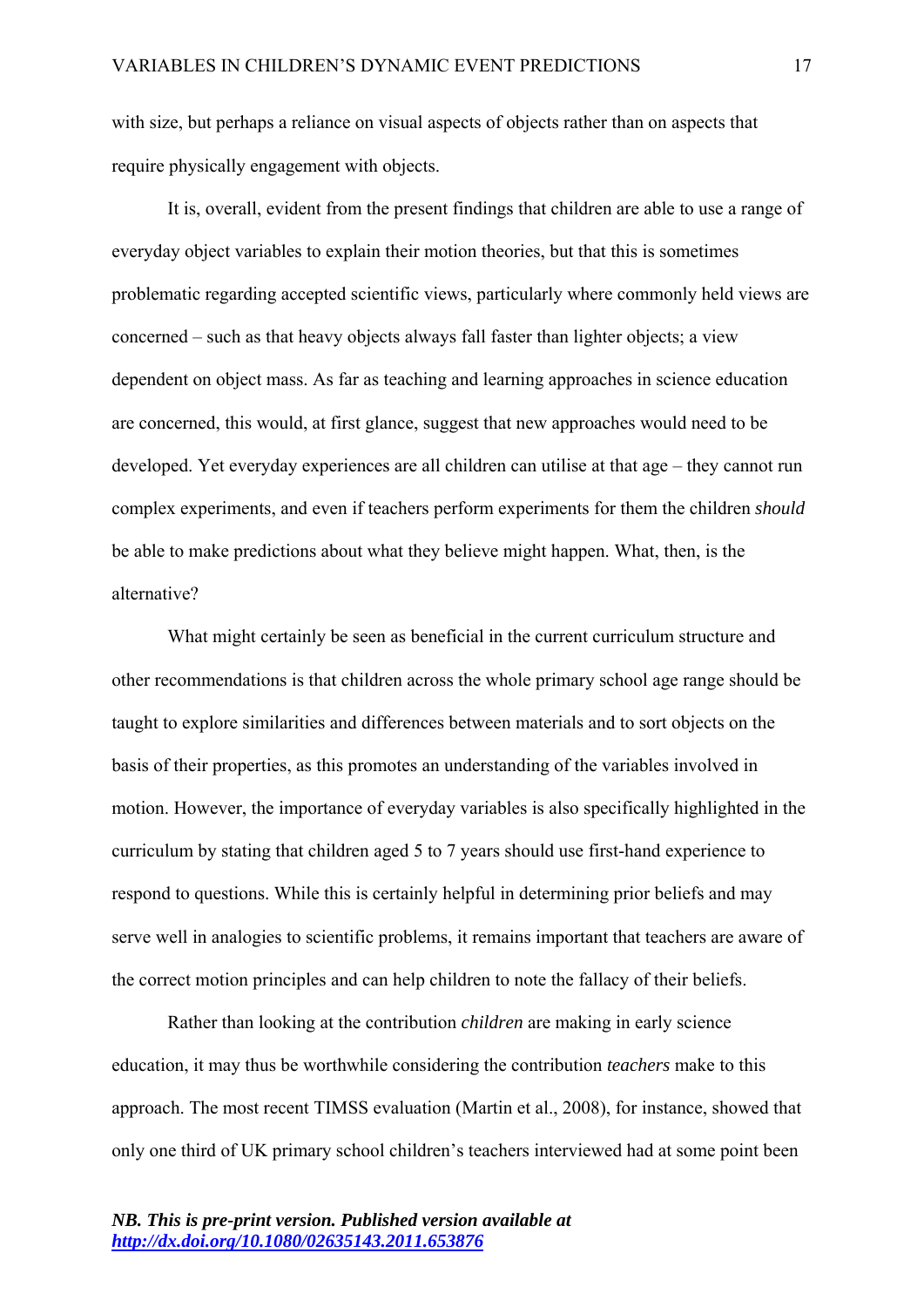with size, but perhaps a reliance on visual aspects of objects rather than on aspects that require physically engagement with objects.

It is, overall, evident from the present findings that children are able to use a range of everyday object variables to explain their motion theories, but that this is sometimes problematic regarding accepted scientific views, particularly where commonly held views are concerned – such as that heavy objects always fall faster than lighter objects; a view dependent on object mass. As far as teaching and learning approaches in science education are concerned, this would, at first glance, suggest that new approaches would need to be developed. Yet everyday experiences are all children can utilise at that age – they cannot run complex experiments, and even if teachers perform experiments for them the children *should* be able to make predictions about what they believe might happen. What, then, is the alternative?

What might certainly be seen as beneficial in the current curriculum structure and other recommendations is that children across the whole primary school age range should be taught to explore similarities and differences between materials and to sort objects on the basis of their properties, as this promotes an understanding of the variables involved in motion. However, the importance of everyday variables is also specifically highlighted in the curriculum by stating that children aged 5 to 7 years should use first-hand experience to respond to questions. While this is certainly helpful in determining prior beliefs and may serve well in analogies to scientific problems, it remains important that teachers are aware of the correct motion principles and can help children to note the fallacy of their beliefs.

Rather than looking at the contribution *children* are making in early science education, it may thus be worthwhile considering the contribution *teachers* make to this approach. The most recent TIMSS evaluation (Martin et al., 2008), for instance, showed that only one third of UK primary school children's teachers interviewed had at some point been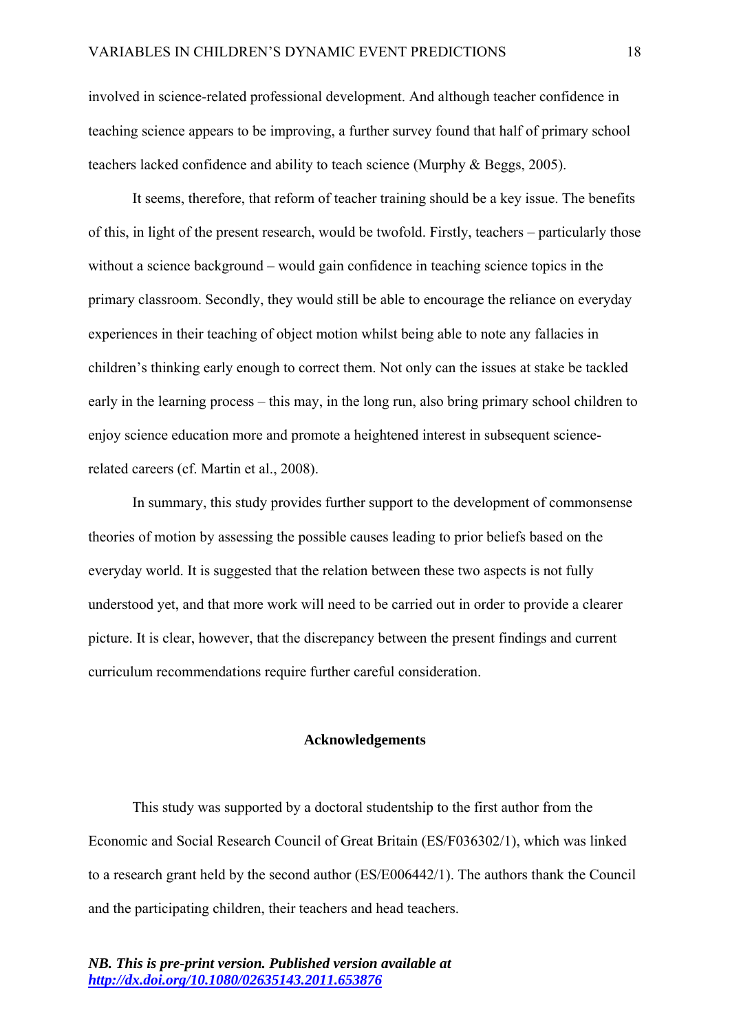involved in science-related professional development. And although teacher confidence in teaching science appears to be improving, a further survey found that half of primary school teachers lacked confidence and ability to teach science (Murphy & Beggs, 2005).

It seems, therefore, that reform of teacher training should be a key issue. The benefits of this, in light of the present research, would be twofold. Firstly, teachers – particularly those without a science background – would gain confidence in teaching science topics in the primary classroom. Secondly, they would still be able to encourage the reliance on everyday experiences in their teaching of object motion whilst being able to note any fallacies in children's thinking early enough to correct them. Not only can the issues at stake be tackled early in the learning process – this may, in the long run, also bring primary school children to enjoy science education more and promote a heightened interest in subsequent science-related careers (cf. Martin et al., 2008).

In summary, this study provides further support to the development of commonsense theories of motion by assessing the possible causes leading to prior beliefs based on the everyday world. It is suggested that the relation between these two aspects is not fully understood yet, and that more work will need to be carried out in order to provide a clearer picture. It is clear, however, that the discrepancy between the present findings and current curriculum recommendations require further careful consideration.

## Acknowledgements

This study was supported by a doctoral studentship to the first author from the Economic and Social Research Council of Great Britain (ES/F036302/1), which was linked to a research grant held by the second author (ES/E006442/1). The authors thank the Council and the participating children, their teachers and head teachers.

***NB. This is pre-print version. Published version available at [http://dx.doi.org/10.1080/02635143.2011.653876](http://dx.doi.org/10.1080/02635143.2011.653876)***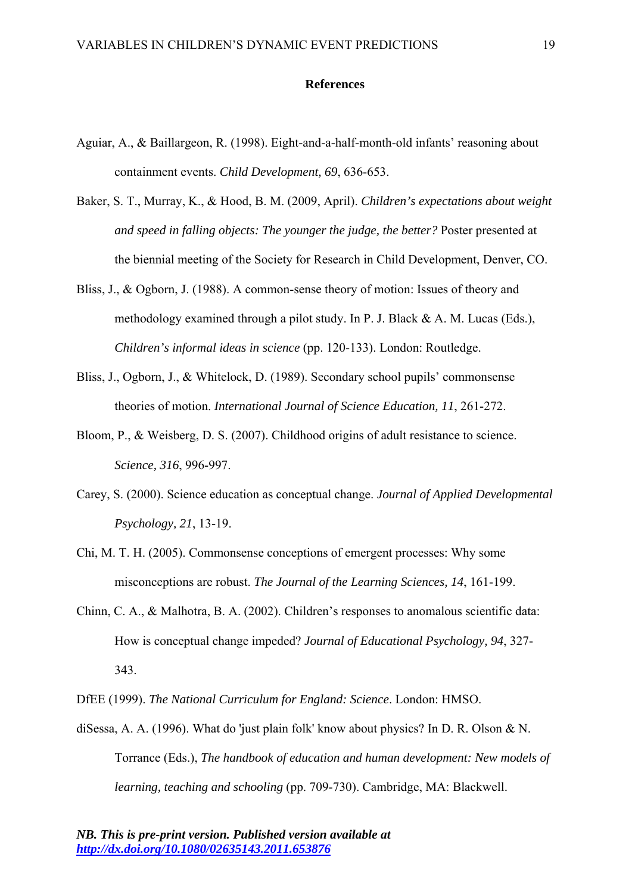**References**

Aguiar, A., & Baillargeon, R. (1998). Eight-and-a-half-month-old infants' reasoning about containment events. *Child Development, 69*, 636-653.

Baker, S. T., Murray, K., & Hood, B. M. (2009, April). *Children's expectations about weight and speed in falling objects: The younger the judge, the better?* Poster presented at the biennial meeting of the Society for Research in Child Development, Denver, CO.

Bliss, J., & Ogborn, J. (1988). A common-sense theory of motion: Issues of theory and methodology examined through a pilot study. In P. J. Black & A. M. Lucas (Eds.), *Children's informal ideas in science* (pp. 120-133). London: Routledge.

Bliss, J., Ogborn, J., & Whitelock, D. (1989). Secondary school pupils' commonsense theories of motion. *International Journal of Science Education, 11*, 261-272.

Bloom, P., & Weisberg, D. S. (2007). Childhood origins of adult resistance to science. *Science, 316*, 996-997.

Carey, S. (2000). Science education as conceptual change. *Journal of Applied Developmental Psychology, 21*, 13-19.

Chi, M. T. H. (2005). Commonsense conceptions of emergent processes: Why some misconceptions are robust. *The Journal of the Learning Sciences, 14*, 161-199.

Chinn, C. A., & Malhotra, B. A. (2002). Children's responses to anomalous scientific data: How is conceptual change impeded? *Journal of Educational Psychology, 94*, 327-343.

DfEE (1999). *The National Curriculum for England: Science*. London: HMSO.

diSessa, A. A. (1996). What do 'just plain folk' know about physics? In D. R. Olson & N. Torrance (Eds.), *The handbook of education and human development: New models of learning, teaching and schooling* (pp. 709-730). Cambridge, MA: Blackwell.

***NB. This is pre-print version. Published version available at http://dx.doi.org/10.1080/02635143.2011.653876***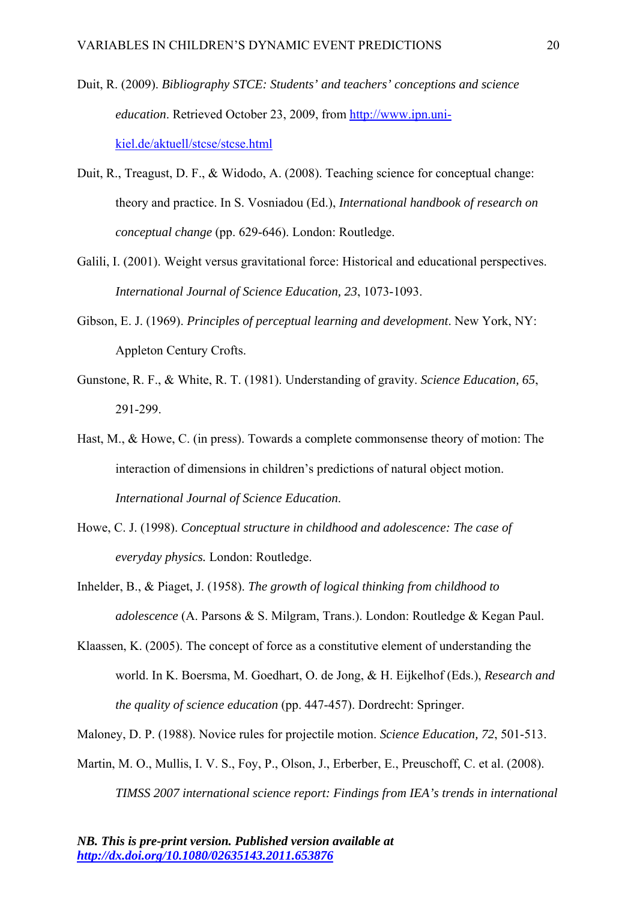Duit, R. (2009). *Bibliography STCE: Students' and teachers' conceptions and science education*. Retrieved October 23, 2009, from http://www.ipn.uni-kiel.de/aktuell/stcse/stcse.html

Duit, R., Treagust, D. F., & Widodo, A. (2008). Teaching science for conceptual change: theory and practice. In S. Vosniadou (Ed.), *International handbook of research on conceptual change* (pp. 629-646). London: Routledge.

Galili, I. (2001). Weight versus gravitational force: Historical and educational perspectives. *International Journal of Science Education, 23*, 1073-1093.

Gibson, E. J. (1969). *Principles of perceptual learning and development*. New York, NY: Appleton Century Crofts.

Gunstone, R. F., & White, R. T. (1981). Understanding of gravity. *Science Education, 65*, 291-299.

Hast, M., & Howe, C. (in press). Towards a complete commonsense theory of motion: The interaction of dimensions in children's predictions of natural object motion. *International Journal of Science Education*.

Howe, C. J. (1998). *Conceptual structure in childhood and adolescence: The case of everyday physics.* London: Routledge.

Inhelder, B., & Piaget, J. (1958). *The growth of logical thinking from childhood to adolescence* (A. Parsons & S. Milgram, Trans.). London: Routledge & Kegan Paul.

Klaassen, K. (2005). The concept of force as a constitutive element of understanding the world. In K. Boersma, M. Goedhart, O. de Jong, & H. Eijkelhof (Eds.), *Research and the quality of science education* (pp. 447-457). Dordrecht: Springer.

Maloney, D. P. (1988). Novice rules for projectile motion. *Science Education, 72*, 501-513.

Martin, M. O., Mullis, I. V. S., Foy, P., Olson, J., Erberber, E., Preuschoff, C. et al. (2008). *TIMSS 2007 international science report: Findings from IEA's trends in international*

***NB. This is pre-print version. Published version available at http://dx.doi.org/10.1080/02635143.2011.653876***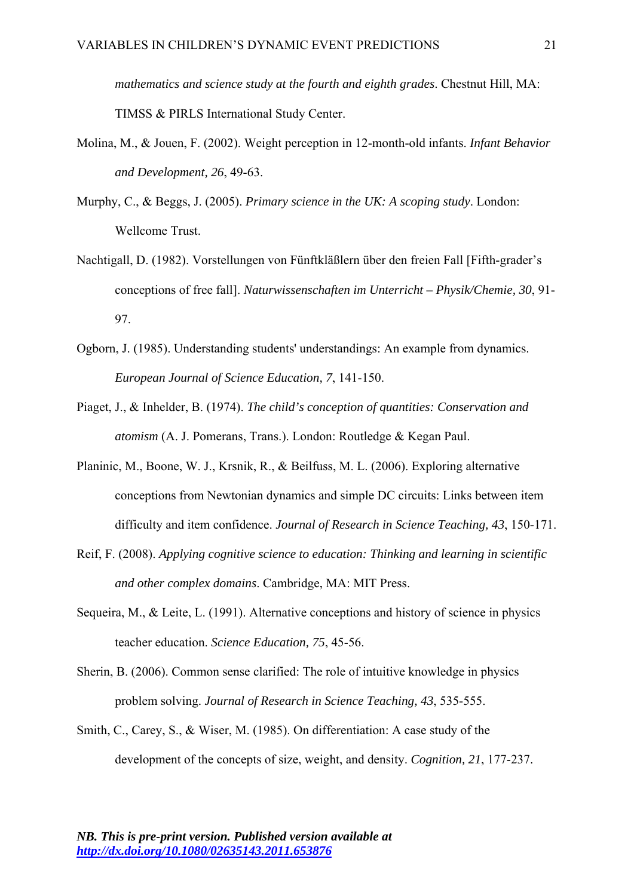*mathematics and science study at the fourth and eighth grades*. Chestnut Hill, MA: TIMSS & PIRLS International Study Center.

Molina, M., & Jouen, F. (2002). Weight perception in 12-month-old infants. *Infant Behavior and Development, 26*, 49-63.

Murphy, C., & Beggs, J. (2005). *Primary science in the UK: A scoping study*. London: Wellcome Trust.

Nachtigall, D. (1982). Vorstellungen von Fünftkläßlern über den freien Fall [Fifth-grader's conceptions of free fall]. *Naturwissenschaften im Unterricht – Physik/Chemie, 30*, 91-97.

Ogborn, J. (1985). Understanding students' understandings: An example from dynamics. *European Journal of Science Education, 7*, 141-150.

Piaget, J., & Inhelder, B. (1974). *The child's conception of quantities: Conservation and atomism* (A. J. Pomerans, Trans.). London: Routledge & Kegan Paul.

Planinic, M., Boone, W. J., Krsnik, R., & Beilfuss, M. L. (2006). Exploring alternative conceptions from Newtonian dynamics and simple DC circuits: Links between item difficulty and item confidence. *Journal of Research in Science Teaching, 43*, 150-171.

Reif, F. (2008). *Applying cognitive science to education: Thinking and learning in scientific and other complex domains*. Cambridge, MA: MIT Press.

Sequeira, M., & Leite, L. (1991). Alternative conceptions and history of science in physics teacher education. *Science Education, 75*, 45-56.

Sherin, B. (2006). Common sense clarified: The role of intuitive knowledge in physics problem solving. *Journal of Research in Science Teaching, 43*, 535-555.

Smith, C., Carey, S., & Wiser, M. (1985). On differentiation: A case study of the development of the concepts of size, weight, and density. *Cognition, 21*, 177-237.

***NB. This is pre-print version. Published version available at [http://dx.doi.org/10.1080/02635143.2011.653876](http://dx.doi.org/10.1080/02635143.2011.653876)***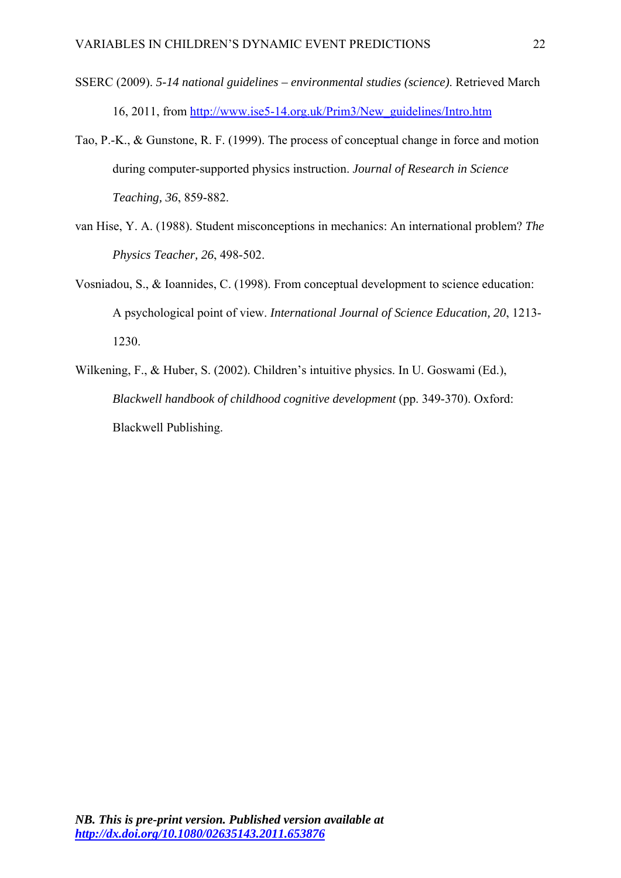SSERC (2009). *5-14 national guidelines – environmental studies (science)*. Retrieved March 16, 2011, from http://www.ise5-14.org.uk/Prim3/New_guidelines/Intro.htm

Tao, P.-K., & Gunstone, R. F. (1999). The process of conceptual change in force and motion during computer-supported physics instruction. *Journal of Research in Science Teaching, 36*, 859-882.

van Hise, Y. A. (1988). Student misconceptions in mechanics: An international problem? *The Physics Teacher, 26*, 498-502.

Vosniadou, S., & Ioannides, C. (1998). From conceptual development to science education: A psychological point of view. *International Journal of Science Education, 20*, 1213-1230.

Wilkening, F., & Huber, S. (2002). Children's intuitive physics. In U. Goswami (Ed.), *Blackwell handbook of childhood cognitive development* (pp. 349-370). Oxford: Blackwell Publishing.

***NB. This is pre-print version. Published version available at http://dx.doi.org/10.1080/02635143.2011.653876***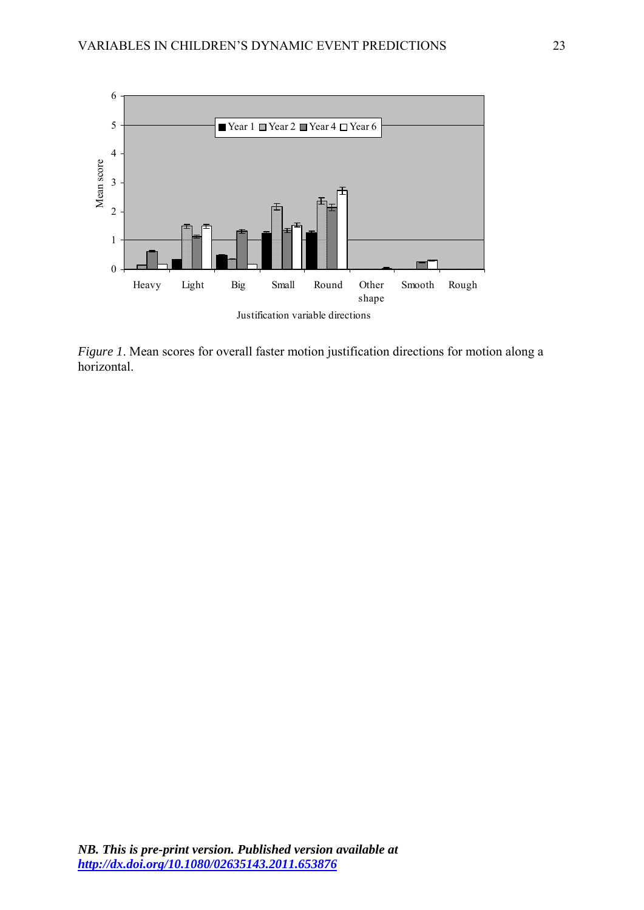*Figure 1*. Mean scores for overall faster motion justification directions for motion along a horizontal.

***NB. This is pre-print version. Published version available at [http://dx.doi.org/10.1080/02635143.2011.653876](http://dx.doi.org/10.1080/02635143.2011.653876)***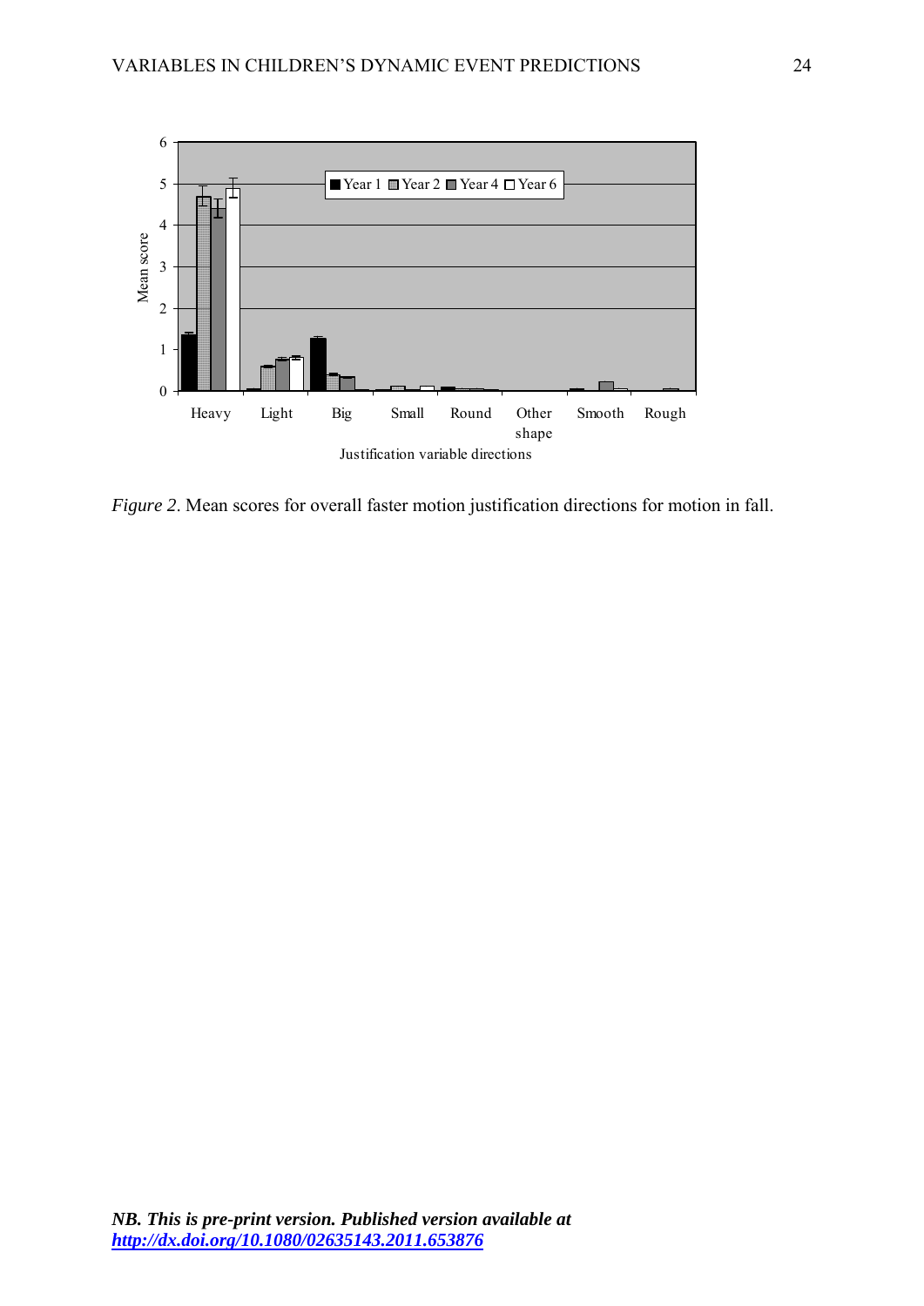*Figure 2*. Mean scores for overall faster motion justification directions for motion in fall.

***NB. This is pre-print version. Published version available at [http://dx.doi.org/10.1080/02635143.2011.653876](http://dx.doi.org/10.1080/02635143.2011.653876)***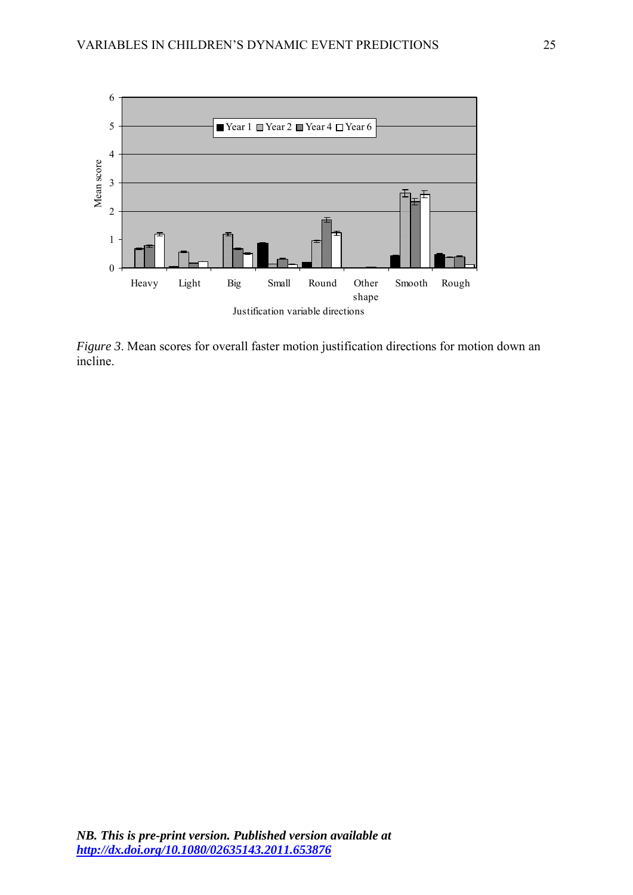6
5
4
3
2
1
0

Mean score

Year 1 Year 2 Year 4 Year 6

Heavy Light Big Small Round Other shape Smooth Rough

Justification variable directions

*Figure 3*. Mean scores for overall faster motion justification directions for motion down an incline.

***NB. This is pre-print version. Published version available at http://dx.doi.org/10.1080/02635143.2011.653876***